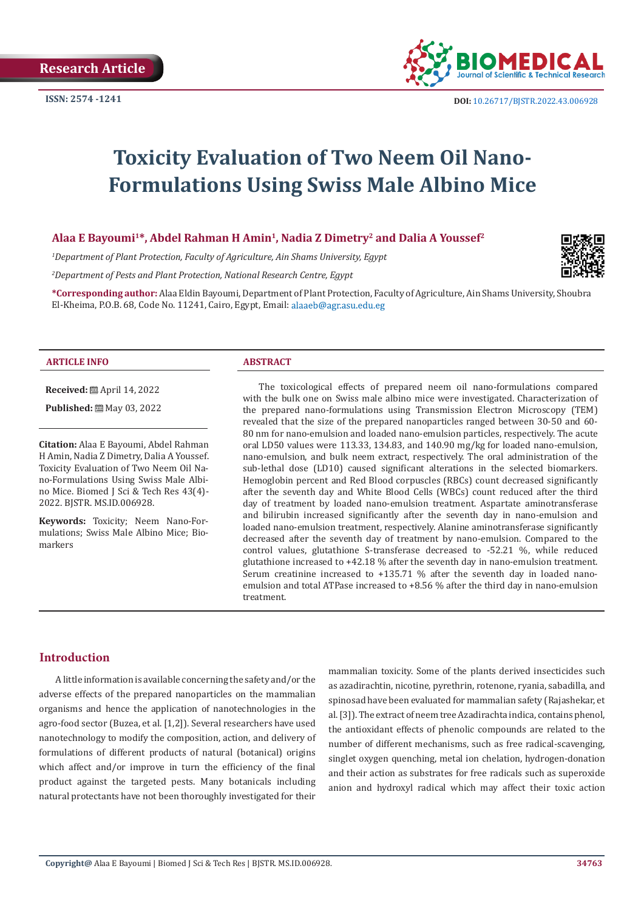Research Article

ISSN: 2574 -1241

DOI: 10.26717/BJSTR.2022.43.006928

# Toxicity Evaluation of Two Neem Oil Nano-Formulations Using Swiss Male Albino Mice

**Alaa E Bayoumi[1]\*, Abdel Rahman H Amin[1], Nadia Z Dimetry[2] and Dalia A Youssef[2]**

*[1]Department of Plant Protection, Faculty of Agriculture, Ain Shams University, Egypt*

*[2]Department of Pests and Plant Protection, National Research Centre, Egypt*

**\*Corresponding author:** Alaa Eldin Bayoumi, Department of Plant Protection, Faculty of Agriculture, Ain Shams University, Shoubra El-Kheima, P.O.B. 68, Code No. 11241, Cairo, Egypt, Email: alaaeb@agr.asu.edu.eg

### ARTICLE INFO

**Received:** April 14, 2022

**Published:** May 03, 2022

**Citation:** Alaa E Bayoumi, Abdel Rahman H Amin, Nadia Z Dimetry, Dalia A Youssef. Toxicity Evaluation of Two Neem Oil Nano-Formulations Using Swiss Male Albino Mice. Biomed J Sci & Tech Res 43(4)-2022. BJSTR. MS.ID.006928.

**Keywords:** Toxicity; Neem Nano-Formulations; Swiss Male Albino Mice; Biomarkers

### ABSTRACT

The toxicological effects of prepared neem oil nano-formulations compared with the bulk one on Swiss male albino mice were investigated. Characterization of the prepared nano-formulations using Transmission Electron Microscopy (TEM) revealed that the size of the prepared nanoparticles ranged between 30-50 and 60-80 nm for nano-emulsion and loaded nano-emulsion particles, respectively. The acute oral LD50 values were 113.33, 134.83, and 140.90 mg/kg for loaded nano-emulsion, nano-emulsion, and bulk neem extract, respectively. The oral administration of the sub-lethal dose (LD10) caused significant alterations in the selected biomarkers. Hemoglobin percent and Red Blood corpuscles (RBCs) count decreased significantly after the seventh day and White Blood Cells (WBCs) count reduced after the third day of treatment by loaded nano-emulsion treatment. Aspartate aminotransferase and bilirubin increased significantly after the seventh day in nano-emulsion and loaded nano-emulsion treatment, respectively. Alanine aminotransferase significantly decreased after the seventh day of treatment by nano-emulsion. Compared to the control values, glutathione S-transferase decreased to -52.21 %, while reduced glutathione increased to +42.18 % after the seventh day in nano-emulsion treatment. Serum creatinine increased to +135.71 % after the seventh day in loaded nano-emulsion and total ATPase increased to +8.56 % after the third day in nano-emulsion treatment.

## Introduction

A little information is available concerning the safety and/or the adverse effects of the prepared nanoparticles on the mammalian organisms and hence the application of nanotechnologies in the agro-food sector (Buzea, et al. [1,2]). Several researchers have used nanotechnology to modify the composition, action, and delivery of formulations of different products of natural (botanical) origins which affect and/or improve in turn the efficiency of the final product against the targeted pests. Many botanicals including natural protectants have not been thoroughly investigated for their mammalian toxicity. Some of the plants derived insecticides such as azadirachtin, nicotine, pyrethrin, rotenone, ryania, sabadilla, and spinosad have been evaluated for mammalian safety (Rajashekar, et al. [3]). The extract of neem tree Azadirachta indica, contains phenol, the antioxidant effects of phenolic compounds are related to the number of different mechanisms, such as free radical-scavenging, singlet oxygen quenching, metal ion chelation, hydrogen-donation and their action as substrates for free radicals such as superoxide anion and hydroxyl radical which may affect their toxic action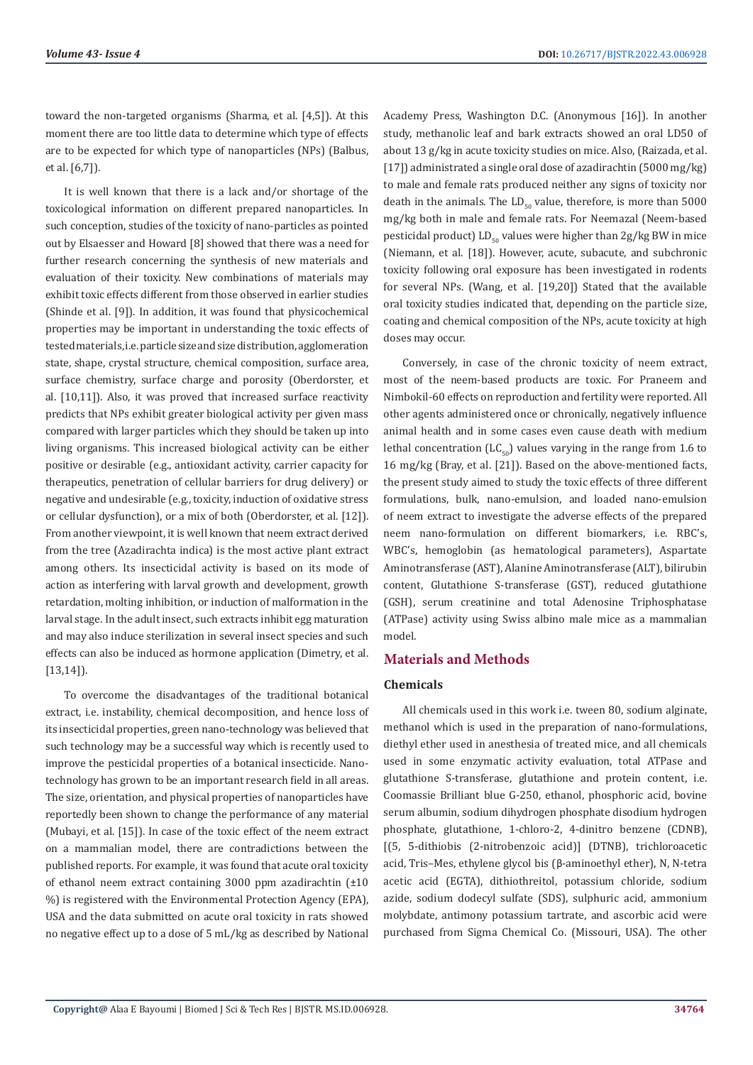toward the non-targeted organisms (Sharma, et al. [4,5]). At this moment there are too little data to determine which type of effects are to be expected for which type of nanoparticles (NPs) (Balbus, et al. [6,7]).

It is well known that there is a lack and/or shortage of the toxicological information on different prepared nanoparticles. In such conception, studies of the toxicity of nano-particles as pointed out by Elsaesser and Howard [8] showed that there was a need for further research concerning the synthesis of new materials and evaluation of their toxicity. New combinations of materials may exhibit toxic effects different from those observed in earlier studies (Shinde et al. [9]). In addition, it was found that physicochemical properties may be important in understanding the toxic effects of tested materials, i.e. particle size and size distribution, agglomeration state, shape, crystal structure, chemical composition, surface area, surface chemistry, surface charge and porosity (Oberdorster, et al. [10,11]). Also, it was proved that increased surface reactivity predicts that NPs exhibit greater biological activity per given mass compared with larger particles which they should be taken up into living organisms. This increased biological activity can be either positive or desirable (e.g., antioxidant activity, carrier capacity for therapeutics, penetration of cellular barriers for drug delivery) or negative and undesirable (e.g., toxicity, induction of oxidative stress or cellular dysfunction), or a mix of both (Oberdorster, et al. [12]). From another viewpoint, it is well known that neem extract derived from the tree (Azadirachta indica) is the most active plant extract among others. Its insecticidal activity is based on its mode of action as interfering with larval growth and development, growth retardation, molting inhibition, or induction of malformation in the larval stage. In the adult insect, such extracts inhibit egg maturation and may also induce sterilization in several insect species and such effects can also be induced as hormone application (Dimetry, et al. [13,14]).

To overcome the disadvantages of the traditional botanical extract, i.e. instability, chemical decomposition, and hence loss of its insecticidal properties, green nano-technology was believed that such technology may be a successful way which is recently used to improve the pesticidal properties of a botanical insecticide. Nano-technology has grown to be an important research field in all areas. The size, orientation, and physical properties of nanoparticles have reportedly been shown to change the performance of any material (Mubayi, et al. [15]). In case of the toxic effect of the neem extract on a mammalian model, there are contradictions between the published reports. For example, it was found that acute oral toxicity of ethanol neem extract containing 3000 ppm azadirachtin (±10 %) is registered with the Environmental Protection Agency (EPA), USA and the data submitted on acute oral toxicity in rats showed no negative effect up to a dose of 5 mL/kg as described by National Academy Press, Washington D.C. (Anonymous [16]). In another study, methanolic leaf and bark extracts showed an oral LD50 of about 13 g/kg in acute toxicity studies on mice. Also, (Raizada, et al. [17]) administrated a single oral dose of azadirachtin (5000 mg/kg) to male and female rats produced neither any signs of toxicity nor death in the animals. The $LD_{50}$ value, therefore, is more than 5000 mg/kg both in male and female rats. For Neemazal (Neem-based pesticidal product) $LD_{50}$ values were higher than 2g/kg BW in mice (Niemann, et al. [18]). However, acute, subacute, and subchronic toxicity following oral exposure has been investigated in rodents for several NPs. (Wang, et al. [19,20]) Stated that the available oral toxicity studies indicated that, depending on the particle size, coating and chemical composition of the NPs, acute toxicity at high doses may occur.

Conversely, in case of the chronic toxicity of neem extract, most of the neem-based products are toxic. For Praneem and Nimbokil-60 effects on reproduction and fertility were reported. All other agents administered once or chronically, negatively influence animal health and in some cases even cause death with medium lethal concentration ($LC_{50}$) values varying in the range from 1.6 to 16 mg/kg (Bray, et al. [21]). Based on the above-mentioned facts, the present study aimed to study the toxic effects of three different formulations, bulk, nano-emulsion, and loaded nano-emulsion of neem extract to investigate the adverse effects of the prepared neem nano-formulation on different biomarkers, i.e. RBC's, WBC's, hemoglobin (as hematological parameters), Aspartate Aminotransferase (AST), Alanine Aminotransferase (ALT), bilirubin content, Glutathione S-transferase (GST), reduced glutathione (GSH), serum creatinine and total Adenosine Triphosphatase (ATPase) activity using Swiss albino male mice as a mammalian model.

## Materials and Methods

### Chemicals

All chemicals used in this work i.e. tween 80, sodium alginate, methanol which is used in the preparation of nano-formulations, diethyl ether used in anesthesia of treated mice, and all chemicals used in some enzymatic activity evaluation, total ATPase and glutathione S-transferase, glutathione and protein content, i.e. Coomassie Brilliant blue G-250, ethanol, phosphoric acid, bovine serum albumin, sodium dihydrogen phosphate disodium hydrogen phosphate, glutathione, 1-chloro-2, 4-dinitro benzene (CDNB), [(5, 5-dithiobis (2-nitrobenzoic acid)] (DTNB), trichloroacetic acid, Tris–Mes, ethylene glycol bis (β-aminoethyl ether), N, N-tetra acetic acid (EGTA), dithiothreitol, potassium chloride, sodium azide, sodium dodecyl sulfate (SDS), sulphuric acid, ammonium molybdate, antimony potassium tartrate, and ascorbic acid were purchased from Sigma Chemical Co. (Missouri, USA). The other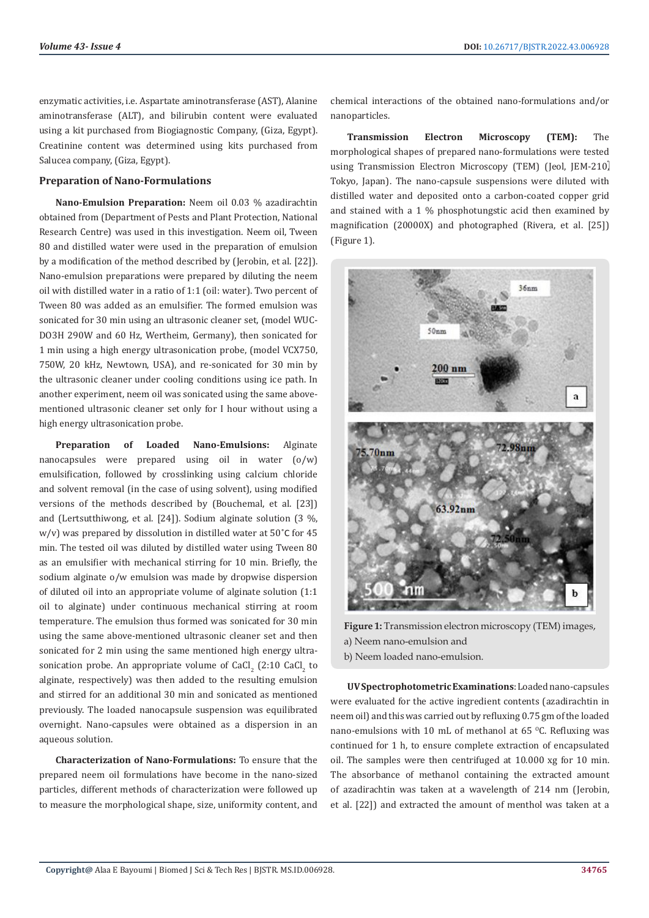enzymatic activities, i.e. Aspartate aminotransferase (AST), Alanine aminotransferase (ALT), and bilirubin content were evaluated using a kit purchased from Biogiagnostic Company, (Giza, Egypt). Creatinine content was determined using kits purchased from Salucea company, (Giza, Egypt).

### Preparation of Nano-Formulations

**Nano-Emulsion Preparation:** Neem oil 0.03 % azadirachtin obtained from (Department of Pests and Plant Protection, National Research Centre) was used in this investigation. Neem oil, Tween 80 and distilled water were used in the preparation of emulsion by a modification of the method described by (Jerobin, et al. [22]). Nano-emulsion preparations were prepared by diluting the neem oil with distilled water in a ratio of 1:1 (oil: water). Two percent of Tween 80 was added as an emulsifier. The formed emulsion was sonicated for 30 min using an ultrasonic cleaner set, (model WUC-DO3H 290W and 60 Hz, Wertheim, Germany), then sonicated for 1 min using a high energy ultrasonication probe, (model VCX750, 750W, 20 kHz, Newtown, USA), and re-sonicated for 30 min by the ultrasonic cleaner under cooling conditions using ice path. In another experiment, neem oil was sonicated using the same above-mentioned ultrasonic cleaner set only for I hour without using a high energy ultrasonication probe.

**Preparation of Loaded Nano-Emulsions:** Alginate nanocapsules were prepared using oil in water (o/w) emulsification, followed by crosslinking using calcium chloride and solvent removal (in the case of using solvent), using modified versions of the methods described by (Bouchemal, et al. [23]) and (Lertsutthiwong, et al. [24]). Sodium alginate solution (3 %, w/v) was prepared by dissolution in distilled water at 50˚C for 45 min. The tested oil was diluted by distilled water using Tween 80 as an emulsifier with mechanical stirring for 10 min. Briefly, the sodium alginate o/w emulsion was made by dropwise dispersion of diluted oil into an appropriate volume of alginate solution (1:1 oil to alginate) under continuous mechanical stirring at room temperature. The emulsion thus formed was sonicated for 30 min using the same above-mentioned ultrasonic cleaner set and then sonicated for 2 min using the same mentioned high energy ultra-sonication probe. An appropriate volume of $CaCl_2$ (2:10 $CaCl_2$ to alginate, respectively) was then added to the resulting emulsion and stirred for an additional 30 min and sonicated as mentioned previously. The loaded nanocapsule suspension was equilibrated overnight. Nano-capsules were obtained as a dispersion in an aqueous solution.

**Characterization of Nano-Formulations:** To ensure that the prepared neem oil formulations have become in the nano-sized particles, different methods of characterization were followed up to measure the morphological shape, size, uniformity content, and chemical interactions of the obtained nano-formulations and/or nanoparticles.

**Transmission Electron Microscopy (TEM):** The morphological shapes of prepared nano-formulations were tested using Transmission Electron Microscopy (TEM) (Jeol, JEM-210, Tokyo, Japan). The nano-capsule suspensions were diluted with distilled water and deposited onto a carbon-coated copper grid and stained with a 1 % phosphotungstic acid then examined by magnification (20000X) and photographed (Rivera, et al. [25]) (Figure 1).

**Figure 1:** Transmission electron microscopy (TEM) images,
a) Neem nano-emulsion and
b) Neem loaded nano-emulsion.

**UV Spectrophotometric Examinations**: Loaded nano-capsules were evaluated for the active ingredient contents (azadirachtin in neem oil) and this was carried out by refluxing 0.75 gm of the loaded nano-emulsions with 10 mL of methanol at 65 $^0$C. Refluxing was continued for 1 h, to ensure complete extraction of encapsulated oil. The samples were then centrifuged at 10.000 xg for 10 min. The absorbance of methanol containing the extracted amount of azadirachtin was taken at a wavelength of 214 nm (Jerobin, et al. [22]) and extracted the amount of menthol was taken at a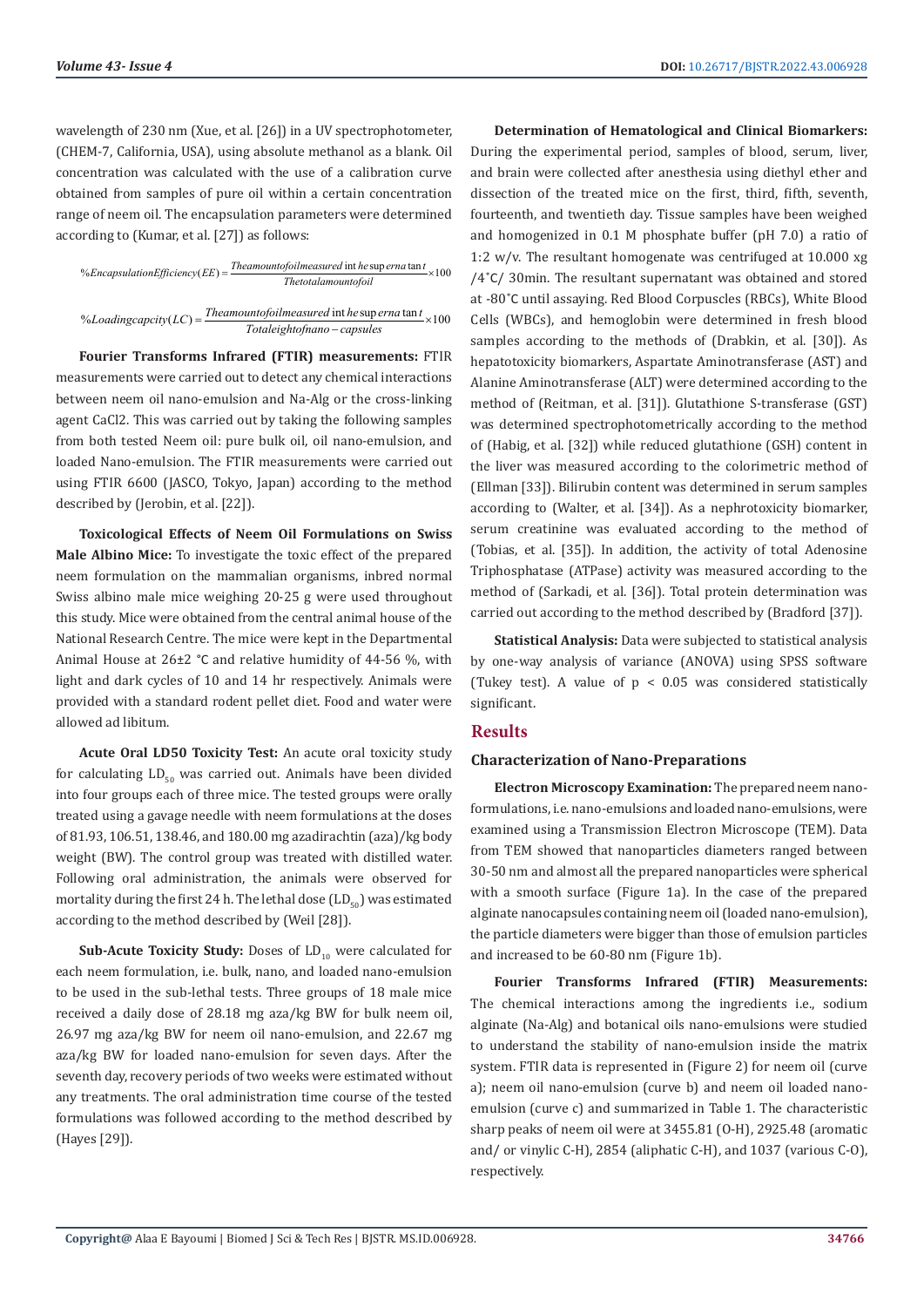wavelength of 230 nm (Xue, et al. [26]) in a UV spectrophotometer, (CHEM-7, California, USA), using absolute methanol as a blank. Oil concentration was calculated with the use of a calibration curve obtained from samples of pure oil within a certain concentration range of neem oil. The encapsulation parameters were determined according to (Kumar, et al. [27]) as follows:

$$\%EncapsulationEfficiency(EE) = \frac{The amount of oil measured int he supernatant}{The total amount of oil} \times 100$$

$$\%Loading capcity(LC) = \frac{The amount of oil measured int he supernatant}{Total eight of nano-capsules} \times 100$$

**Fourier Transforms Infrared (FTIR) measurements:** FTIR measurements were carried out to detect any chemical interactions between neem oil nano-emulsion and Na-Alg or the cross-linking agent CaCl2. This was carried out by taking the following samples from both tested Neem oil: pure bulk oil, oil nano-emulsion, and loaded Nano-emulsion. The FTIR measurements were carried out using FTIR 6600 (JASCO, Tokyo, Japan) according to the method described by (Jerobin, et al. [22]).

**Toxicological Effects of Neem Oil Formulations on Swiss Male Albino Mice:** To investigate the toxic effect of the prepared neem formulation on the mammalian organisms, inbred normal Swiss albino male mice weighing 20-25 g were used throughout this study. Mice were obtained from the central animal house of the National Research Centre. The mice were kept in the Departmental Animal House at 26±2 °C and relative humidity of 44-56 %, with light and dark cycles of 10 and 14 hr respectively. Animals were provided with a standard rodent pellet diet. Food and water were allowed ad libitum.

**Acute Oral LD50 Toxicity Test:** An acute oral toxicity study for calculating $LD_{50}$ was carried out. Animals have been divided into four groups each of three mice. The tested groups were orally treated using a gavage needle with neem formulations at the doses of 81.93, 106.51, 138.46, and 180.00 mg azadirachtin (aza)/kg body weight (BW). The control group was treated with distilled water. Following oral administration, the animals were observed for mortality during the first 24 h. The lethal dose ($LD_{50}$) was estimated according to the method described by (Weil [28]).

**Sub-Acute Toxicity Study:** Doses of $LD_{10}$ were calculated for each neem formulation, i.e. bulk, nano, and loaded nano-emulsion to be used in the sub-lethal tests. Three groups of 18 male mice received a daily dose of 28.18 mg aza/kg BW for bulk neem oil, 26.97 mg aza/kg BW for neem oil nano-emulsion, and 22.67 mg aza/kg BW for loaded nano-emulsion for seven days. After the seventh day, recovery periods of two weeks were estimated without any treatments. The oral administration time course of the tested formulations was followed according to the method described by (Hayes [29]).

**Determination of Hematological and Clinical Biomarkers:** During the experimental period, samples of blood, serum, liver, and brain were collected after anesthesia using diethyl ether and dissection of the treated mice on the first, third, fifth, seventh, fourteenth, and twentieth day. Tissue samples have been weighed and homogenized in 0.1 M phosphate buffer (pH 7.0) a ratio of 1:2 w/v. The resultant homogenate was centrifuged at 10.000 xg /4˚C/ 30min. The resultant supernatant was obtained and stored at -80˚C until assaying. Red Blood Corpuscles (RBCs), White Blood Cells (WBCs), and hemoglobin were determined in fresh blood samples according to the methods of (Drabkin, et al. [30]). As hepatotoxicity biomarkers, Aspartate Aminotransferase (AST) and Alanine Aminotransferase (ALT) were determined according to the method of (Reitman, et al. [31]). Glutathione S-transferase (GST) was determined spectrophotometrically according to the method of (Habig, et al. [32]) while reduced glutathione (GSH) content in the liver was measured according to the colorimetric method of (Ellman [33]). Bilirubin content was determined in serum samples according to (Walter, et al. [34]). As a nephrotoxicity biomarker, serum creatinine was evaluated according to the method of (Tobias, et al. [35]). In addition, the activity of total Adenosine Triphosphatase (ATPase) activity was measured according to the method of (Sarkadi, et al. [36]). Total protein determination was carried out according to the method described by (Bradford [37]).

**Statistical Analysis:** Data were subjected to statistical analysis by one-way analysis of variance (ANOVA) using SPSS software (Tukey test). A value of $p < 0.05$ was considered statistically significant.

## Results

### Characterization of Nano-Preparations

**Electron Microscopy Examination:** The prepared neem nano-formulations, i.e. nano-emulsions and loaded nano-emulsions, were examined using a Transmission Electron Microscope (TEM). Data from TEM showed that nanoparticles diameters ranged between 30-50 nm and almost all the prepared nanoparticles were spherical with a smooth surface (Figure 1a). In the case of the prepared alginate nanocapsules containing neem oil (loaded nano-emulsion), the particle diameters were bigger than those of emulsion particles and increased to be 60-80 nm (Figure 1b).

**Fourier Transforms Infrared (FTIR) Measurements:** The chemical interactions among the ingredients i.e., sodium alginate (Na-Alg) and botanical oils nano-emulsions were studied to understand the stability of nano-emulsion inside the matrix system. FTIR data is represented in (Figure 2) for neem oil (curve a); neem oil nano-emulsion (curve b) and neem oil loaded nano-emulsion (curve c) and summarized in Table 1. The characteristic sharp peaks of neem oil were at 3455.81 (O-H), 2925.48 (aromatic and/ or vinylic C-H), 2854 (aliphatic C-H), and 1037 (various C-O), respectively.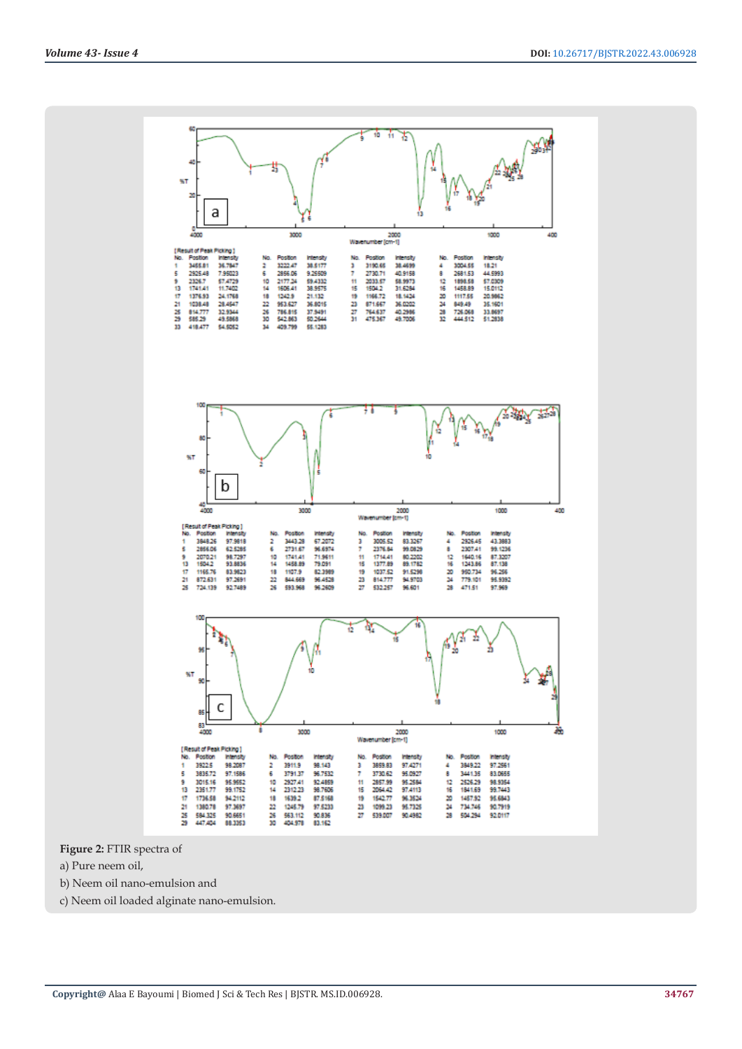**Figure 2:** FTIR spectra of

a) Pure neem oil,

b) Neem oil nano-emulsion and

c) Neem oil loaded alginate nano-emulsion.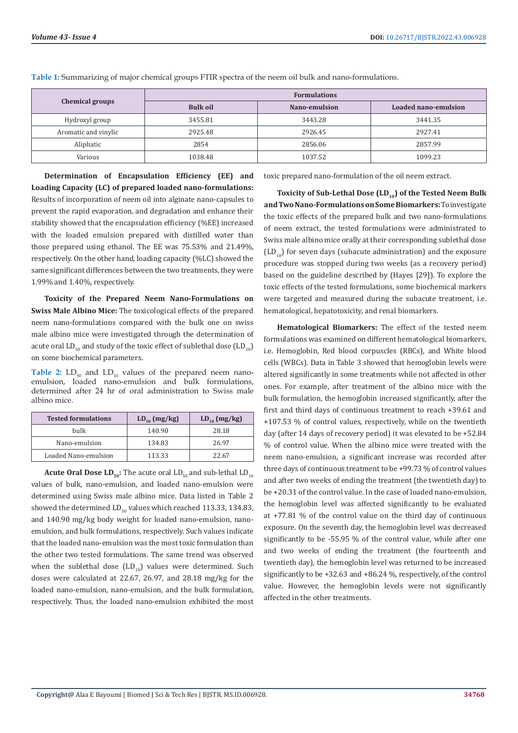**Table 1:** Summarizing of major chemical groups FTIR spectra of the neem oil bulk and nano-formulations.

| Chemical groups | Formulations | | |
|---|---|---|---|
| | Bulk oil | Nano-emulsion | Loaded nano-emulsion |
| Hydroxyl group | 3455.81 | 3443.28 | 3441.35 |
| Aromatic and vinylic | 2925.48 | 2926.45 | 2927.41 |
| Aliphatic | 2854 | 2856.06 | 2857.99 |
| Various | 1038.48 | 1037.52 | 1099.23 |

**Determination of Encapsulation Efficiency (EE) and Loading Capacity (LC) of prepared loaded nano-formulations:** Results of incorporation of neem oil into alginate nano-capsules to prevent the rapid evaporation, and degradation and enhance their stability showed that the encapsulation efficiency (%EE) increased with the loaded emulsion prepared with distilled water than those prepared using ethanol. The EE was 75.53% and 21.49%, respectively. On the other hand, loading capacity (%LC) showed the same significant differences between the two treatments, they were 1.99% and 1.40%, respectively.

**Toxicity of the Prepared Neem Nano-Formulations on Swiss Male Albino Mice:** The toxicological effects of the prepared neem nano-formulations compared with the bulk one on swiss male albino mice were investigated through the determination of acute oral $LD_{50}$ and study of the toxic effect of sublethal dose ($LD_{10}$) on some biochemical parameters.

**Table 2:** $LD_{50}$ and $LD_{10}$ values of the prepared neem nano-emulsion, loaded nano-emulsion and bulk formulations, determined after 24 hr of oral administration to Swiss male albino mice.

| Tested formulations | $LD_{50}$ (mg/kg) | $LD_{10}$ (mg/kg) |
|---|---|---|
| bulk | 140.90 | 28.18 |
| Nano-emulsion | 134.83 | 26.97 |
| Loaded Nano-emulsion | 113.33 | 22.67 |

**Acute Oral Dose $LD_{50}$:** The acute oral $LD_{50}$ and sub-lethal $LD_{10}$ values of bulk, nano-emulsion, and loaded nano-emulsion were determined using Swiss male albino mice. Data listed in Table 2 showed the determined $LD_{50}$ values which reached 113.33, 134.83, and 140.90 mg/kg body weight for loaded nano-emulsion, nano-emulsion, and bulk formulations, respectively. Such values indicate that the loaded nano-emulsion was the most toxic formulation than the other two tested formulations. The same trend was observed when the sublethal dose ($LD_{10}$) values were determined. Such doses were calculated at 22.67, 26.97, and 28.18 mg/kg for the loaded nano-emulsion, nano-emulsion, and the bulk formulation, respectively. Thus, the loaded nano-emulsion exhibited the most toxic prepared nano-formulation of the oil neem extract.

**Toxicity of Sub-Lethal Dose ($LD_{10}$) of the Tested Neem Bulk and Two Nano-Formulations on Some Biomarkers:** To investigate the toxic effects of the prepared bulk and two nano-formulations of neem extract, the tested formulations were administrated to Swiss male albino mice orally at their corresponding sublethal dose ($LD_{10}$) for seven days (subacute administration) and the exposure procedure was stopped during two weeks (as a recovery period) based on the guideline described by (Hayes [29]). To explore the toxic effects of the tested formulations, some biochemical markers were targeted and measured during the subacute treatment, i.e. hematological, hepatotoxicity, and renal biomarkers.

**Hematological Biomarkers:** The effect of the tested neem formulations was examined on different hematological biomarkers, i.e. Hemoglobin, Red blood corpuscles (RBCs), and White blood cells (WBCs). Data in Table 3 showed that hemoglobin levels were altered significantly in some treatments while not affected in other ones. For example, after treatment of the albino mice with the bulk formulation, the hemoglobin increased significantly, after the first and third days of continuous treatment to reach +39.61 and +107.53 % of control values, respectively, while on the twentieth day (after 14 days of recovery period) it was elevated to be +52.84 % of control value. When the albino mice were treated with the neem nano-emulsion, a significant increase was recorded after three days of continuous treatment to be +99.73 % of control values and after two weeks of ending the treatment (the twentieth day) to be +20.31 of the control value. In the case of loaded nano-emulsion, the hemoglobin level was affected significantly to be evaluated at +77.81 % of the control value on the third day of continuous exposure. On the seventh day, the hemoglobin level was decreased significantly to be -55.95 % of the control value, while after one and two weeks of ending the treatment (the fourteenth and twentieth day), the hemoglobin level was returned to be increased significantly to be +32.63 and +86.24 %, respectively, of the control value. However, the hemoglobin levels were not significantly affected in the other treatments.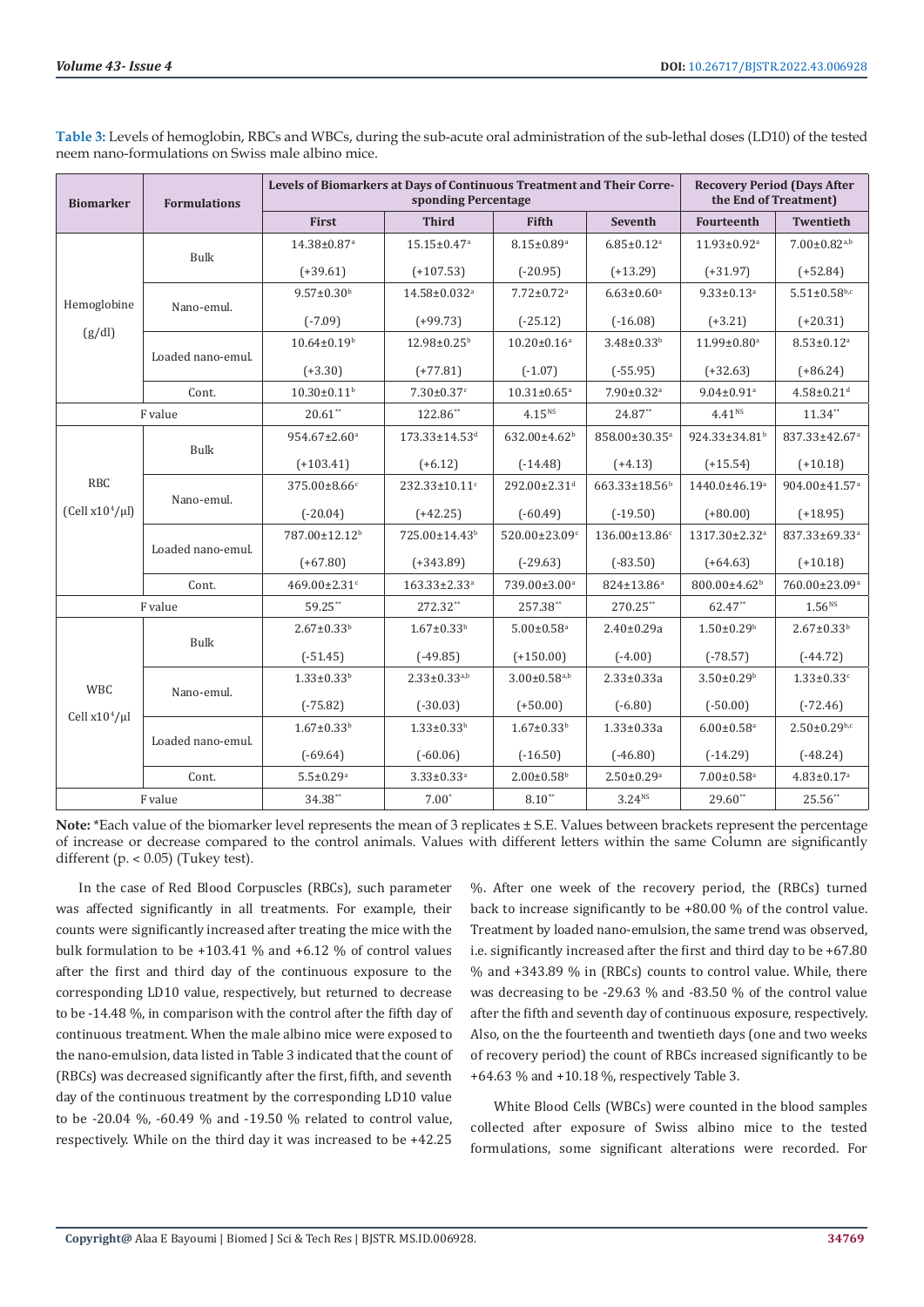**Table 3:** Levels of hemoglobin, RBCs and WBCs, during the sub-acute oral administration of the sub-lethal doses (LD10) of the tested neem nano-formulations on Swiss male albino mice.

| Biomarker | Formulations | Levels of Biomarkers at Days of Continuous Treatment and Their Corresponding Percentage | | | | Recovery Period (Days After the End of Treatment) | |
|---|---|---|---|---|---|---|---|
| | | First | Third | Fifth | Seventh | Fourteenth | Twentieth |
| Hemoglobine (g/dl) | Bulk | 14.38±0.87[a] (+39.61) | 15.15±0.47[a] (+107.53) | 8.15±0.89[a] (-20.95) | 6.85±0.12[a] (+13.29) | 11.93±0.92[a] (+31.97) | 7.00±0.82[a,b] (+52.84) |
| | Nano-emul. | 9.57±0.30[b] (-7.09) | 14.58±0.032[a] (+99.73) | 7.72±0.72[a] (-25.12) | 6.63±0.60[a] (-16.08) | 9.33±0.13[a] (+3.21) | 5.51±0.58[b,c] (+20.31) |
| | Loaded nano-emul. | 10.64±0.19[b] (+3.30) | 12.98±0.25[b] (+77.81) | 10.20±0.16[a] (-1.07) | 3.48±0.33[b] (-55.95) | 11.99±0.80[a] (+32.63) | 8.53±0.12[a] (+86.24) |
| | Cont. | 10.30±0.11[b] | 7.30±0.37[c] | 10.31±0.65[a] | 7.90±0.32[a] | 9.04±0.91[a] | 4.58±0.21[d] |
| F value | | 20.61[**] | 122.86[**] | 4.15[NS] | 24.87[**] | 4.41[NS] | 11.34[**] |
| RBC (Cell x$10^4$/µl) | Bulk | 954.67±2.60[a] (+103.41) | 173.33±14.53[d] (+6.12) | 632.00±4.62[b] (-14.48) | 858.00±30.35[a] (+4.13) | 924.33±34.81[b] (+15.54) | 837.33±42.67[a] (+10.18) |
| | Nano-emul. | 375.00±8.66[c] (-20.04) | 232.33±10.11[c] (+42.25) | 292.00±2.31[d] (-60.49) | 663.33±18.56[b] (-19.50) | 1440.0±46.19[a] (+80.00) | 904.00±41.57[a] (+18.95) |
| | Loaded nano-emul. | 787.00±12.12[b] (+67.80) | 725.00±14.43[b] (+343.89) | 520.00±23.09[c] (-29.63) | 136.00±13.86[c] (-83.50) | 1317.30±2.32[a] (+64.63) | 837.33±69.33[a] (+10.18) |
| | Cont. | 469.00±2.31[c] | 163.33±2.33[a] | 739.00±3.00[a] | 824±13.86[a] | 800.00±4.62[b] | 760.00±23.09[a] |
| F value | | 59.25[**] | 272.32[**] | 257.38[**] | 270.25[**] | 62.47[**] | 1.56[NS] |
| WBC Cell x$10^4$/µl | Bulk | 2.67±0.33[b] (-51.45) | 1.67±0.33[b] (-49.85) | 5.00±0.58[a] (+150.00) | 2.40±0.29a (-4.00) | 1.50±0.29[b] (-78.57) | 2.67±0.33[b] (-44.72) |
| | Nano-emul. | 1.33±0.33[b] (-75.82) | 2.33±0.33[a,b] (-30.03) | 3.00±0.58[a,b] (+50.00) | 2.33±0.33a (-6.80) | 3.50±0.29[b] (-50.00) | 1.33±0.33[c] (-72.46) |
| | Loaded nano-emul. | 1.67±0.33[b] (-69.64) | 1.33±0.33[b] (-60.06) | 1.67±0.33[b] (-16.50) | 1.33±0.33a (-46.80) | 6.00±0.58[a] (-14.29) | 2.50±0.29[b,c] (-48.24) |
| | Cont. | 5.5±0.29[a] | 3.33±0.33[a] | 2.00±0.58[b] | 2.50±0.29[a] | 7.00±0.58[a] | 4.83±0.17[a] |
| F value | | 34.38[**] | 7.00[*] | 8.10[**] | 3.24[NS] | 29.60[**] | 25.56[**] |

**Note:** *Each value of the biomarker level represents the mean of 3 replicates ± S.E. Values between brackets represent the percentage of increase or decrease compared to the control animals. Values with different letters within the same Column are significantly different (p. < 0.05) (Tukey test).

In the case of Red Blood Corpuscles (RBCs), such parameter was affected significantly in all treatments. For example, their counts were significantly increased after treating the mice with the bulk formulation to be +103.41 % and +6.12 % of control values after the first and third day of the continuous exposure to the corresponding LD10 value, respectively, but returned to decrease to be -14.48 %, in comparison with the control after the fifth day of continuous treatment. When the male albino mice were exposed to the nano-emulsion, data listed in Table 3 indicated that the count of (RBCs) was decreased significantly after the first, fifth, and seventh day of the continuous treatment by the corresponding LD10 value to be -20.04 %, -60.49 % and -19.50 % related to control value, respectively. While on the third day it was increased to be +42.25 %. After one week of the recovery period, the (RBCs) turned back to increase significantly to be +80.00 % of the control value. Treatment by loaded nano-emulsion, the same trend was observed, i.e. significantly increased after the first and third day to be +67.80 % and +343.89 % in (RBCs) counts to control value. While, there was decreasing to be -29.63 % and -83.50 % of the control value after the fifth and seventh day of continuous exposure, respectively. Also, on the the fourteenth and twentieth days (one and two weeks of recovery period) the count of RBCs increased significantly to be +64.63 % and +10.18 %, respectively Table 3.

White Blood Cells (WBCs) were counted in the blood samples collected after exposure of Swiss albino mice to the tested formulations, some significant alterations were recorded. For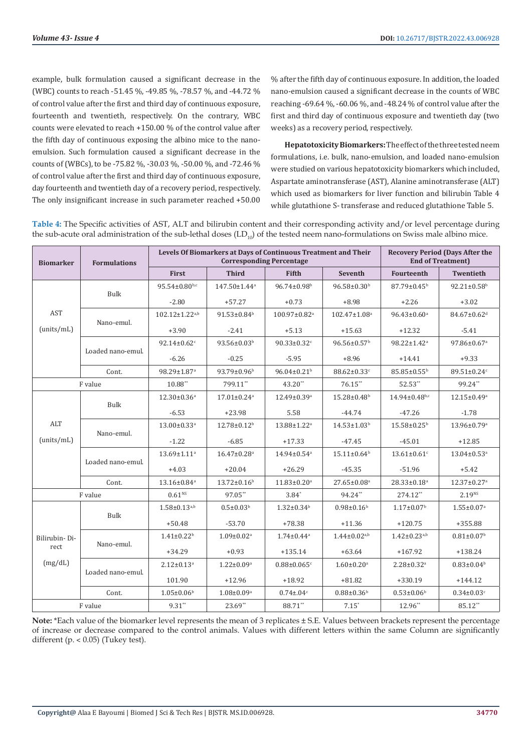example, bulk formulation caused a significant decrease in the (WBC) counts to reach -51.45 %, -49.85 %, -78.57 %, and -44.72 % of control value after the first and third day of continuous exposure, fourteenth and twentieth, respectively. On the contrary, WBC counts were elevated to reach +150.00 % of the control value after the fifth day of continuous exposing the albino mice to the nano-emulsion. Such formulation caused a significant decrease in the counts of (WBCs), to be -75.82 %, -30.03 %, -50.00 %, and -72.46 % of control value after the first and third day of continuous exposure, day fourteenth and twentieth day of a recovery period, respectively. The only insignificant increase in such parameter reached +50.00 % after the fifth day of continuous exposure. In addition, the loaded nano-emulsion caused a significant decrease in the counts of WBC reaching -69.64 %, -60.06 %, and -48.24 % of control value after the first and third day of continuous exposure and twentieth day (two weeks) as a recovery period, respectively.

**Hepatotoxicity Biomarkers:** The effect of the three tested neem formulations, i.e. bulk, nano-emulsion, and loaded nano-emulsion were studied on various hepatotoxicity biomarkers which included, Aspartate aminotransferase (AST), Alanine aminotransferase (ALT) which used as biomarkers for liver function and bilirubin Table 4 while glutathione S- transferase and reduced glutathione Table 5.

**Table 4:** The Specific activities of AST, ALT and bilirubin content and their corresponding activity and/or level percentage during the sub-acute oral administration of the sub-lethal doses ($LD_{10}$) of the tested neem nano-formulations on Swiss male albino mice.

| Biomarker | Formulations | Levels Of Biomarkers at Days of Continuous Treatment and Their Corresponding Percentage | | | | Recovery Period (Days After the End of Treatment) | |
|---|---|---|---|---|---|---|---|
| | | First | Third | Fifth | Seventh | Fourteenth | Twentieth |
| AST (units/mL) | Bulk | 95.54±0.80$^{b,c}$ | 147.50±1.44$^{a}$ | 96.74±0.98$^{b}$ | 96.58±0.30$^{b}$ | 87.79±0.45$^{b}$ | 92.21±0.58$^{b}$ |
| | | -2.80 | +57.27 | +0.73 | +8.98 | +2.26 | +3.02 |
| | Nano-emul. | 102.12±1.22$^{a,b}$ | 91.53±0.84$^{b}$ | 100.97±0.82$^{a}$ | 102.47±1.08$^{a}$ | 96.43±0.60$^{a}$ | 84.67±0.62$^{d}$ |
| | | +3.90 | -2.41 | +5.13 | +15.63 | +12.32 | -5.41 |
| | Loaded nano-emul. | 92.14±0.62$^{c}$ | 93.56±0.03$^{b}$ | 90.33±0.32$^{c}$ | 96.56±0.57$^{b}$ | 98.22±1.42$^{a}$ | 97.86±0.67$^{a}$ |
| | | -6.26 | -0.25 | -5.95 | +8.96 | +14.41 | +9.33 |
| | Cont. | 98.29±1.87$^{a}$ | 93.79±0.96$^{b}$ | 96.04±0.21$^{b}$ | 88.62±0.33$^{c}$ | 85.85±0.55$^{b}$ | 89.51±0.24$^{c}$ |
| F value | | 10.88** | 799.11** | 43.20** | 76.15** | 52.53** | 99.24** |
| ALT (units/mL) | Bulk | 12.30±0.36$^{a}$ | 17.01±0.24$^{a}$ | 12.49±0.39$^{a}$ | 15.28±0.48$^{b}$ | 14.94±0.48$^{b,c}$ | 12.15±0.49$^{a}$ |
| | | -6.53 | +23.98 | 5.58 | -44.74 | -47.26 | -1.78 |
| | Nano-emul. | 13.00±0.33$^{a}$ | 12.78±0.12$^{b}$ | 13.88±1.22$^{a}$ | 14.53±1.03$^{b}$ | 15.58±0.25$^{b}$ | 13.96±0.79$^{a}$ |
| | | -1.22 | -6.85 | +17.33 | -47.45 | -45.01 | +12.85 |
| | Loaded nano-emul. | 13.69±1.11$^{a}$ | 16.47±0.28$^{a}$ | 14.94±0.54$^{a}$ | 15.11±0.64$^{b}$ | 13.61±0.61$^{c}$ | 13.04±0.53$^{a}$ |
| | | +4.03 | +20.04 | +26.29 | -45.35 | -51.96 | +5.42 |
| | Cont. | 13.16±0.84$^{a}$ | 13.72±0.16$^{b}$ | 11.83±0.20$^{a}$ | 27.65±0.08$^{a}$ | 28.33±0.18$^{a}$ | 12.37±0.27$^{a}$ |
| F value | | 0.61$^{NS}$ | 97.05** | 3.84* | 94.24** | 274.12** | 2.19$^{NS}$ |
| Bilirubin- Direct (mg/dL) | Bulk | 1.58±0.13$^{a,b}$ | 0.5±0.03$^{b}$ | 1.32±0.34$^{b}$ | 0.98±0.16$^{b}$ | 1.17±0.07$^{b}$ | 1.55±0.07$^{a}$ |
| | | +50.48 | -53.70 | +78.38 | +11.36 | +120.75 | +355.88 |
| | Nano-emul. | 1.41±0.22$^{b}$ | 1.09±0.02$^{a}$ | 1.74±0.44$^{a}$ | 1.44±0.02$^{a,b}$ | 1.42±0.23$^{a,b}$ | 0.81±0.07$^{b}$ |
| | | +34.29 | +0.93 | +135.14 | +63.64 | +167.92 | +138.24 |
| | Loaded nano-emul. | 2.12±0.13$^{a}$ | 1.22±0.09$^{a}$ | 0.88±0.065$^{c}$ | 1.60±0.20$^{a}$ | 2.28±0.32$^{a}$ | 0.83±0.04$^{b}$ |
| | | 101.90 | +12.96 | +18.92 | +81.82 | +330.19 | +144.12 |
| | Cont. | 1.05±0.06$^{b}$ | 1.08±0.09$^{a}$ | 0.74±.04$^{c}$ | 0.88±0.36$^{b}$ | 0.53±0.06$^{b}$ | 0.34±0.03$^{c}$ |
| F value | | 9.31** | 23.69** | 88.71** | 7.15* | 12.96** | 85.12** |

**Note:** *Each value of the biomarker level represents the mean of 3 replicates ± S.E. Values between brackets represent the percentage of increase or decrease compared to the control animals. Values with different letters within the same Column are significantly different (p. < 0.05) (Tukey test).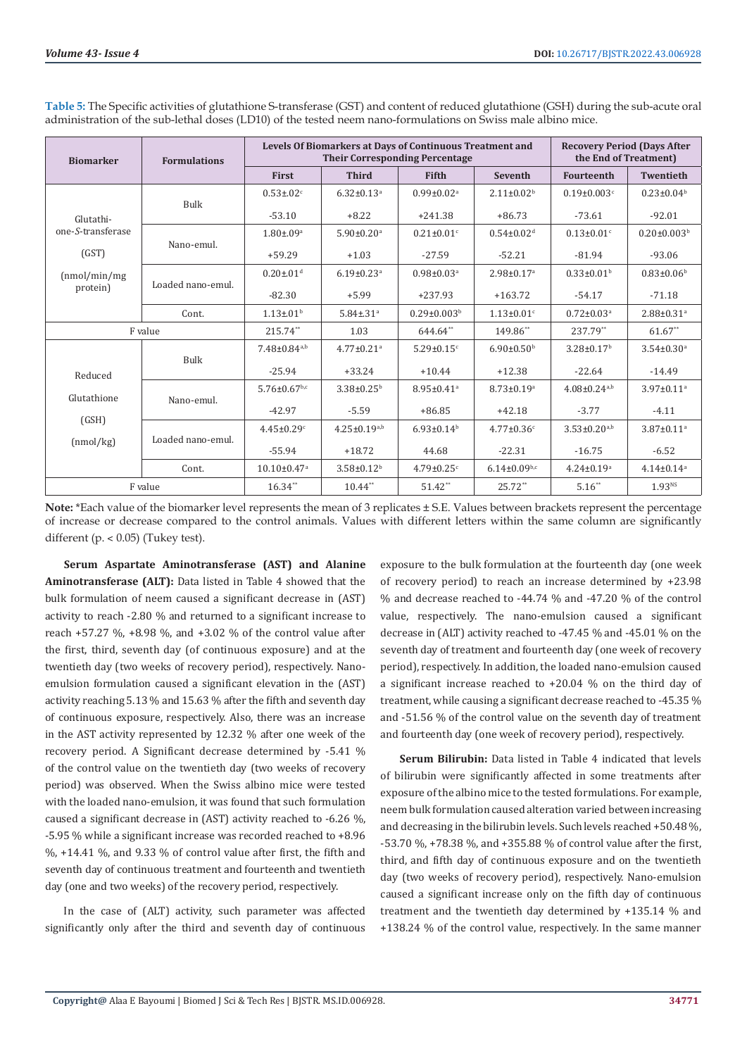**Table 5:** The Specific activities of glutathione S-transferase (GST) and content of reduced glutathione (GSH) during the sub-acute oral administration of the sub-lethal doses (LD10) of the tested neem nano-formulations on Swiss male albino mice.

| Biomarker | Formulations | Levels Of Biomarkers at Days of Continuous Treatment and Their Corresponding Percentage | | | | Recovery Period (Days After the End of Treatment) | |
|---|---|---|---|---|---|---|---|
| | | First | Third | Fifth | Seventh | Fourteenth | Twentieth |
| Glutathione-*S*-transferase (GST) (nmol/min/mg protein) | Bulk | 0.53±.02[c] | 6.32±0.13[a] | 0.99±0.02[a] | 2.11±0.02[b] | 0.19±0.003[c] | 0.23±0.04[b] |
| | | -53.10 | +8.22 | +241.38 | +86.73 | -73.61 | -92.01 |
| | Nano-emul. | 1.80±.09[a] | 5.90±0.20[a] | 0.21±0.01[c] | 0.54±0.02[d] | 0.13±0.01[c] | 0.20±0.003[b] |
| | | +59.29 | +1.03 | -27.59 | -52.21 | -81.94 | -93.06 |
| | Loaded nano-emul. | 0.20±.01[d] | 6.19±0.23[a] | 0.98±0.03[a] | 2.98±0.17[a] | 0.33±0.01[b] | 0.83±0.06[b] |
| | | -82.30 | +5.99 | +237.93 | +163.72 | -54.17 | -71.18 |
| | Cont. | 1.13±.01[b] | 5.84±.31[a] | 0.29±0.003[b] | 1.13±0.01[c] | 0.72±0.03[a] | 2.88±0.31[a] |
| F value | | 215.74** | 1.03 | 644.64** | 149.86** | 237.79** | 61.67** |
| Reduced Glutathione (GSH) (nmol/kg) | Bulk | 7.48±0.84[a,b] | 4.77±0.21[a] | 5.29±0.15[c] | 6.90±0.50[b] | 3.28±0.17[b] | 3.54±0.30[a] |
| | | -25.94 | +33.24 | +10.44 | +12.38 | -22.64 | -14.49 |
| | Nano-emul. | 5.76±0.67[b,c] | 3.38±0.25[b] | 8.95±0.41[a] | 8.73±0.19[a] | 4.08±0.24[a,b] | 3.97±0.11[a] |
| | | -42.97 | -5.59 | +86.85 | +42.18 | -3.77 | -4.11 |
| | Loaded nano-emul. | 4.45±0.29[c] | 4.25±0.19[a,b] | 6.93±0.14[b] | 4.77±0.36[c] | 3.53±0.20[a,b] | 3.87±0.11[a] |
| | | -55.94 | +18.72 | 44.68 | -22.31 | -16.75 | -6.52 |
| | Cont. | 10.10±0.47[a] | 3.58±0.12[b] | 4.79±0.25[c] | 6.14±0.09[b,c] | 4.24±0.19[a] | 4.14±0.14[a] |
| F value | | 16.34** | 10.44** | 51.42** | 25.72** | 5.16** | 1.93[NS] |

**Note:** *Each value of the biomarker level represents the mean of 3 replicates ± S.E. Values between brackets represent the percentage of increase or decrease compared to the control animals. Values with different letters within the same column are significantly different (p. < 0.05) (Tukey test).

**Serum Aspartate Aminotransferase (AST) and Alanine Aminotransferase (ALT):** Data listed in Table 4 showed that the bulk formulation of neem caused a significant decrease in (AST) activity to reach -2.80 % and returned to a significant increase to reach +57.27 %, +8.98 %, and +3.02 % of the control value after the first, third, seventh day (of continuous exposure) and at the twentieth day (two weeks of recovery period), respectively. Nano-emulsion formulation caused a significant elevation in the (AST) activity reaching 5.13 % and 15.63 % after the fifth and seventh day of continuous exposure, respectively. Also, there was an increase in the AST activity represented by 12.32 % after one week of the recovery period. A Significant decrease determined by -5.41 % of the control value on the twentieth day (two weeks of recovery period) was observed. When the Swiss albino mice were tested with the loaded nano-emulsion, it was found that such formulation caused a significant decrease in (AST) activity reached to -6.26 %, -5.95 % while a significant increase was recorded reached to +8.96 %, +14.41 %, and 9.33 % of control value after first, the fifth and seventh day of continuous treatment and fourteenth and twentieth day (one and two weeks) of the recovery period, respectively.

In the case of (ALT) activity, such parameter was affected significantly only after the third and seventh day of continuous exposure to the bulk formulation at the fourteenth day (one week of recovery period) to reach an increase determined by +23.98 % and decrease reached to -44.74 % and -47.20 % of the control value, respectively. The nano-emulsion caused a significant decrease in (ALT) activity reached to -47.45 % and -45.01 % on the seventh day of treatment and fourteenth day (one week of recovery period), respectively. In addition, the loaded nano-emulsion caused a significant increase reached to +20.04 % on the third day of treatment, while causing a significant decrease reached to -45.35 % and -51.56 % of the control value on the seventh day of treatment and fourteenth day (one week of recovery period), respectively.

**Serum Bilirubin:** Data listed in Table 4 indicated that levels of bilirubin were significantly affected in some treatments after exposure of the albino mice to the tested formulations. For example, neem bulk formulation caused alteration varied between increasing and decreasing in the bilirubin levels. Such levels reached +50.48 %, -53.70 %, +78.38 %, and +355.88 % of control value after the first, third, and fifth day of continuous exposure and on the twentieth day (two weeks of recovery period), respectively. Nano-emulsion caused a significant increase only on the fifth day of continuous treatment and the twentieth day determined by +135.14 % and +138.24 % of the control value, respectively. In the same manner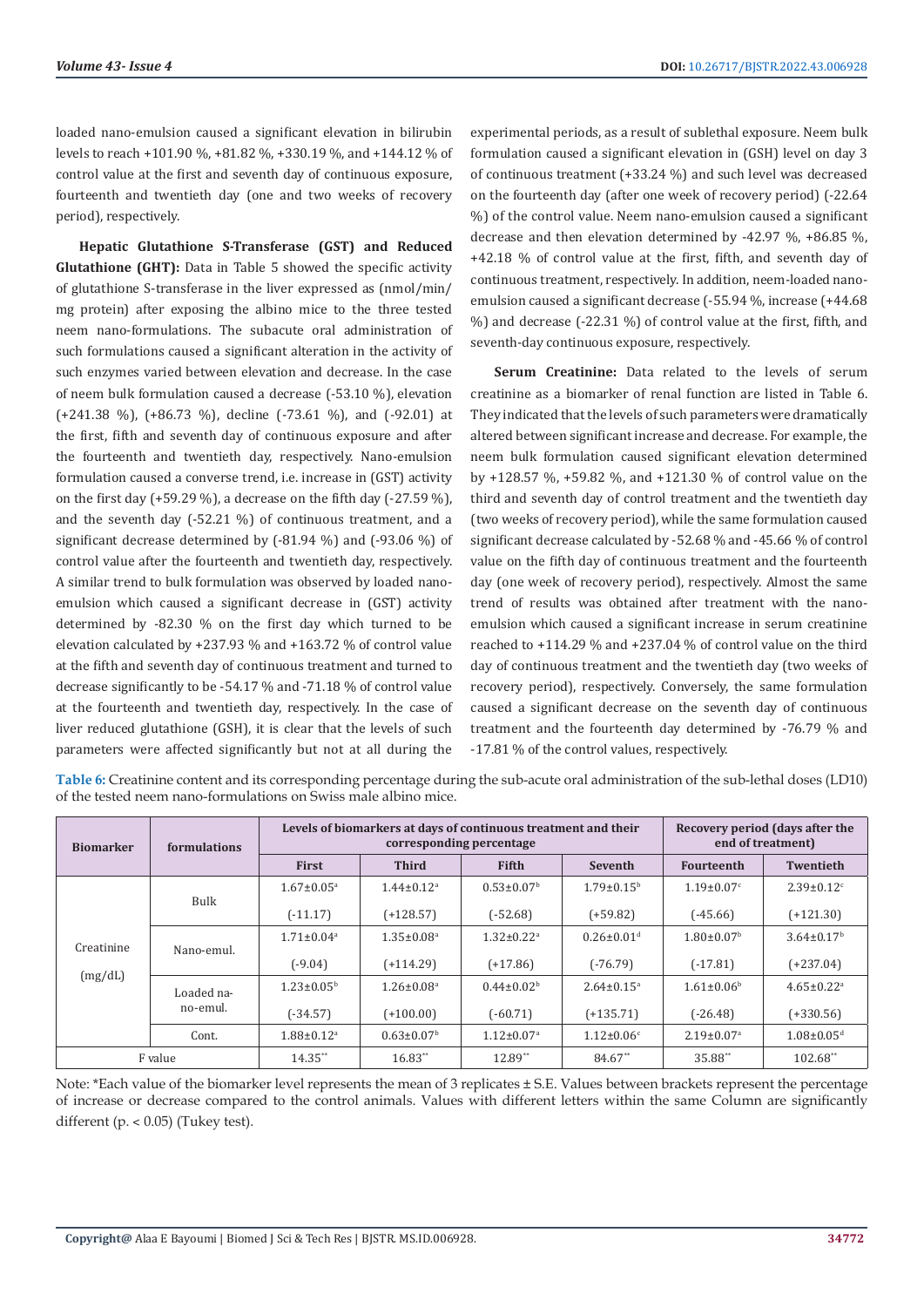loaded nano-emulsion caused a significant elevation in bilirubin levels to reach +101.90 %, +81.82 %, +330.19 %, and +144.12 % of control value at the first and seventh day of continuous exposure, fourteenth and twentieth day (one and two weeks of recovery period), respectively.

**Hepatic Glutathione S-Transferase (GST) and Reduced Glutathione (GHT):** Data in Table 5 showed the specific activity of glutathione S-transferase in the liver expressed as (nmol/min/mg protein) after exposing the albino mice to the three tested neem nano-formulations. The subacute oral administration of such formulations caused a significant alteration in the activity of such enzymes varied between elevation and decrease. In the case of neem bulk formulation caused a decrease (-53.10 %), elevation (+241.38 %), (+86.73 %), decline (-73.61 %), and (-92.01) at the first, fifth and seventh day of continuous exposure and after the fourteenth and twentieth day, respectively. Nano-emulsion formulation caused a converse trend, i.e. increase in (GST) activity on the first day (+59.29 %), a decrease on the fifth day (-27.59 %), and the seventh day (-52.21 %) of continuous treatment, and a significant decrease determined by (-81.94 %) and (-93.06 %) of control value after the fourteenth and twentieth day, respectively. A similar trend to bulk formulation was observed by loaded nano-emulsion which caused a significant decrease in (GST) activity determined by -82.30 % on the first day which turned to be elevation calculated by +237.93 % and +163.72 % of control value at the fifth and seventh day of continuous treatment and turned to decrease significantly to be -54.17 % and -71.18 % of control value at the fourteenth and twentieth day, respectively. In the case of liver reduced glutathione (GSH), it is clear that the levels of such parameters were affected significantly but not at all during the experimental periods, as a result of sublethal exposure. Neem bulk formulation caused a significant elevation in (GSH) level on day 3 of continuous treatment (+33.24 %) and such level was decreased on the fourteenth day (after one week of recovery period) (-22.64 %) of the control value. Neem nano-emulsion caused a significant decrease and then elevation determined by -42.97 %, +86.85 %, +42.18 % of control value at the first, fifth, and seventh day of continuous treatment, respectively. In addition, neem-loaded nano-emulsion caused a significant decrease (-55.94 %, increase (+44.68 %) and decrease (-22.31 %) of control value at the first, fifth, and seventh-day continuous exposure, respectively.

**Serum Creatinine:** Data related to the levels of serum creatinine as a biomarker of renal function are listed in Table 6. They indicated that the levels of such parameters were dramatically altered between significant increase and decrease. For example, the neem bulk formulation caused significant elevation determined by +128.57 %, +59.82 %, and +121.30 % of control value on the third and seventh day of control treatment and the twentieth day (two weeks of recovery period), while the same formulation caused significant decrease calculated by -52.68 % and -45.66 % of control value on the fifth day of continuous treatment and the fourteenth day (one week of recovery period), respectively. Almost the same trend of results was obtained after treatment with the nano-emulsion which caused a significant increase in serum creatinine reached to +114.29 % and +237.04 % of control value on the third day of continuous treatment and the twentieth day (two weeks of recovery period), respectively. Conversely, the same formulation caused a significant decrease on the seventh day of continuous treatment and the fourteenth day determined by -76.79 % and -17.81 % of the control values, respectively.

**Table 6:** Creatinine content and its corresponding percentage during the sub-acute oral administration of the sub-lethal doses (LD10) of the tested neem nano-formulations on Swiss male albino mice.

| Biomarker | formulations | Levels of biomarkers at days of continuous treatment and their corresponding percentage | | | | Recovery period (days after the end of treatment) | |
|---|---|---|---|---|---|---|---|
| | | First | Third | Fifth | Seventh | Fourteenth | Twentieth |
| Creatinine (mg/dL) | Bulk | 1.67±0.05[a] | 1.44±0.12[a] | 0.53±0.07[b] | 1.79±0.15[b] | 1.19±0.07[c] | 2.39±0.12[c] |
| | | (-11.17) | (+128.57) | (-52.68) | (+59.82) | (-45.66) | (+121.30) |
| | Nano-emul. | 1.71±0.04[a] | 1.35±0.08[a] | 1.32±0.22[a] | 0.26±0.01[d] | 1.80±0.07[b] | 3.64±0.17[b] |
| | | (-9.04) | (+114.29) | (+17.86) | (-76.79) | (-17.81) | (+237.04) |
| | Loaded nano-emul. | 1.23±0.05[b] | 1.26±0.08[a] | 0.44±0.02[b] | 2.64±0.15[a] | 1.61±0.06[b] | 4.65±0.22[a] |
| | | (-34.57) | (+100.00) | (-60.71) | (+135.71) | (-26.48) | (+330.56) |
| | Cont. | 1.88±0.12[a] | 0.63±0.07[b] | 1.12±0.07[a] | 1.12±0.06[c] | 2.19±0.07[a] | 1.08±0.05[d] |
| F value | | 14.35** | 16.83** | 12.89** | 84.67** | 35.88** | 102.68** |

Note: *Each value of the biomarker level represents the mean of 3 replicates ± S.E. Values between brackets represent the percentage of increase or decrease compared to the control animals. Values with different letters within the same Column are significantly different ($p < 0.05$) (Tukey test).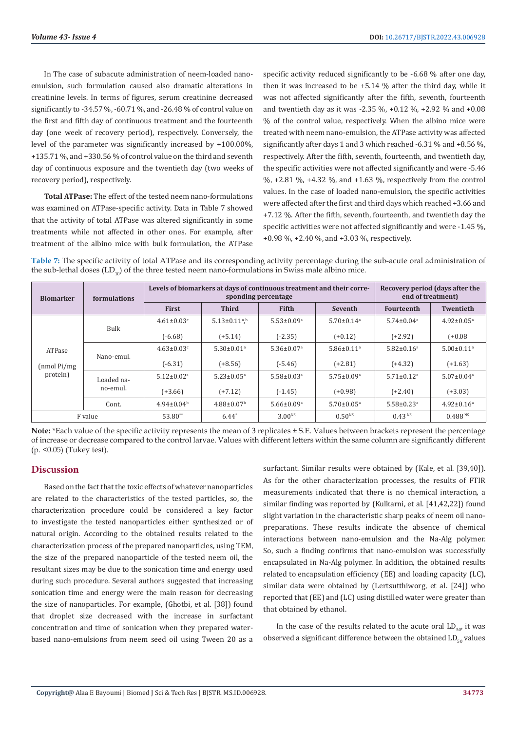In The case of subacute administration of neem-loaded nanoemulsion, such formulation caused also dramatic alterations in creatinine levels. In terms of figures, serum creatinine decreased significantly to -34.57 %, -60.71 %, and -26.48 % of control value on the first and fifth day of continuous treatment and the fourteenth day (one week of recovery period), respectively. Conversely, the level of the parameter was significantly increased by +100.00%, +135.71 %, and +330.56 % of control value on the third and seventh day of continuous exposure and the twentieth day (two weeks of recovery period), respectively.

**Total ATPase:** The effect of the tested neem nano-formulations was examined on ATPase-specific activity. Data in Table 7 showed that the activity of total ATPase was altered significantly in some treatments while not affected in other ones. For example, after treatment of the albino mice with bulk formulation, the ATPase specific activity reduced significantly to be -6.68 % after one day, then it was increased to be +5.14 % after the third day, while it was not affected significantly after the fifth, seventh, fourteenth and twentieth day as it was -2.35 %, +0.12 %, +2.92 % and +0.08 % of the control value, respectively. When the albino mice were treated with neem nano-emulsion, the ATPase activity was affected significantly after days 1 and 3 which reached -6.31 % and +8.56 %, respectively. After the fifth, seventh, fourteenth, and twentieth day, the specific activities were not affected significantly and were -5.46 %, +2.81 %, +4.32 %, and +1.63 %, respectively from the control values. In the case of loaded nano-emulsion, the specific activities were affected after the first and third days which reached +3.66 and +7.12 %. After the fifth, seventh, fourteenth, and twentieth day the specific activities were not affected significantly and were -1.45 %, +0.98 %, +2.40 %, and +3.03 %, respectively.

**Table 7:** The specific activity of total ATPase and its corresponding activity percentage during the sub-acute oral administration of the sub-lethal doses ($LD_{10}$) of the three tested neem nano-formulations in Swiss male albino mice.

| Biomarker | formulations | Levels of biomarkers at days of continuous treatment and their corresponding percentage | | | | Recovery period (days after the end of treatment) | |
|---|---|---|---|---|---|---|---|
| | | First | Third | Fifth | Seventh | Fourteenth | Twentieth |
| ATPase (nmol Pi/mg protein) | Bulk | 4.61±0.03[c] | 5.13±0.11[a,b] | 5.53±0.09[a] | 5.70±0.14[a] | 5.74±0.04[a] | 4.92±0.05[a] |
| | | (-6.68) | (+5.14) | (-2.35) | (+0.12) | (+2.92) | (+0.08 |
| | Nano-emul. | 4.63±0.03[c] | 5.30±0.01[a] | 5.36±0.07[a] | 5.86±0.11[a] | 5.82±0.16[a] | 5.00±0.11[a] |
| | | (-6.31) | (+8.56) | (-5.46) | (+2.81) | (+4.32) | (+1.63) |
| | Loaded nano-emul. | 5.12±0.02[a] | 5.23±0.05[a] | 5.58±0.03[a] | 5.75±0.09[a] | 5.71±0.12[a] | 5.07±0.04[a] |
| | | (+3.66) | (+7.12) | (-1.45) | (+0.98) | (+2.40) | (+3.03) |
| | Cont. | 4.94±0.04[b] | 4.88±0.07[b] | 5.66±0.09[a] | 5.70±0.05[a] | 5.58±0.23[a] | 4.92±0.16[a] |
| F value | | 53.80** | 6.44* | 3.00[NS] | 0.50[NS] | 0.43[NS] | 0.488[NS] |

**Note:** *Each value of the specific activity represents the mean of 3 replicates ± S.E. Values between brackets represent the percentage of increase or decrease compared to the control larvae. Values with different letters within the same column are significantly different ($p < 0.05$) (Tukey test).

## Discussion

Based on the fact that the toxic effects of whatever nanoparticles are related to the characteristics of the tested particles, so, the characterization procedure could be considered a key factor to investigate the tested nanoparticles either synthesized or of natural origin. According to the obtained results related to the characterization process of the prepared nanoparticles, using TEM, the size of the prepared nanoparticle of the tested neem oil, the resultant sizes may be due to the sonication time and energy used during such procedure. Several authors suggested that increasing sonication time and energy were the main reason for decreasing the size of nanoparticles. For example, (Ghotbi, et al. [38]) found that droplet size decreased with the increase in surfactant concentration and time of sonication when they prepared water-based nano-emulsions from neem seed oil using Tween 20 as a surfactant. Similar results were obtained by (Kale, et al. [39,40]). As for the other characterization processes, the results of FTIR measurements indicated that there is no chemical interaction, a similar finding was reported by (Kulkarni, et al. [41,42,22]) found slight variation in the characteristic sharp peaks of neem oil nano-preparations. These results indicate the absence of chemical interactions between nano-emulsion and the Na-Alg polymer. So, such a finding confirms that nano-emulsion was successfully encapsulated in Na-Alg polymer. In addition, the obtained results related to encapsulation efficiency (EE) and loading capacity (LC), similar data were obtained by (Lertsutthiworg, et al. [24]) who reported that (EE) and (LC) using distilled water were greater than that obtained by ethanol.

In the case of the results related to the acute oral $LD_{50}$, it was observed a significant difference between the obtained $LD_{50}$ values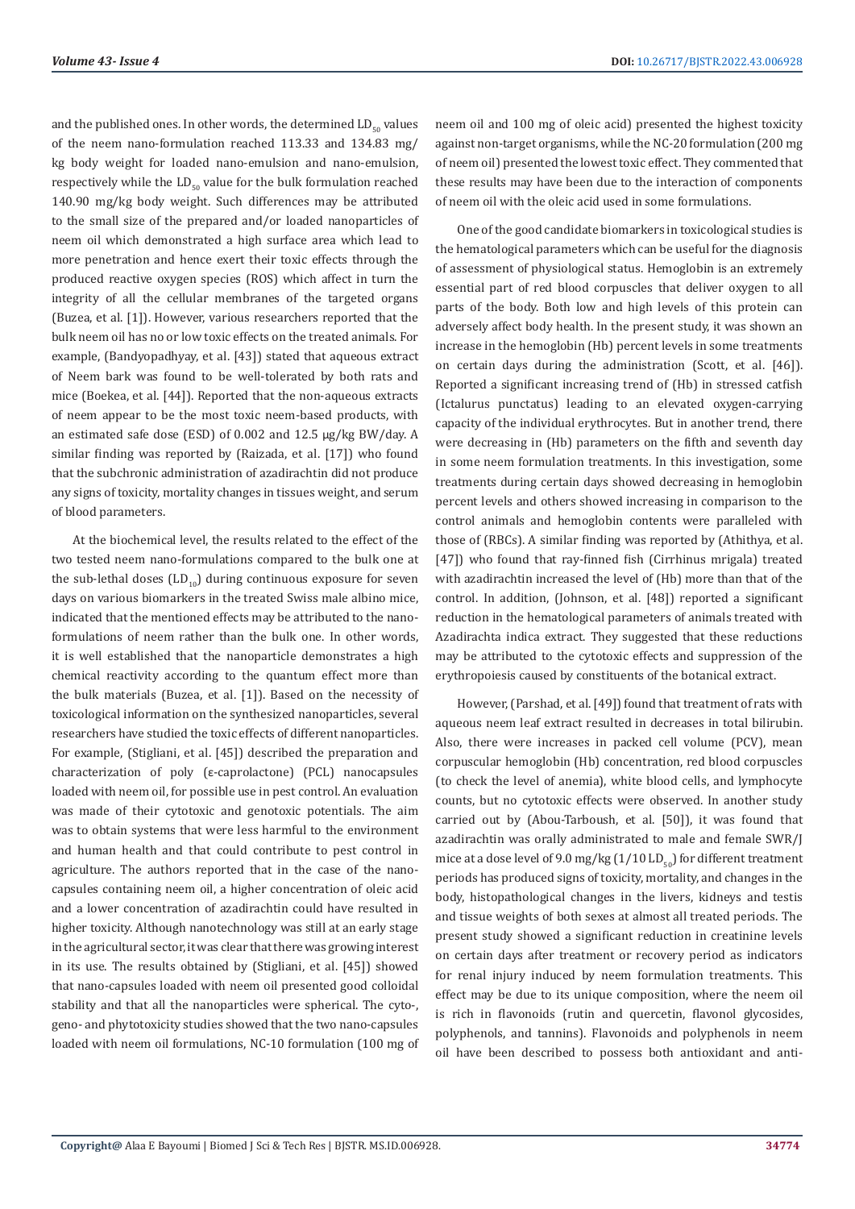and the published ones. In other words, the determined $LD_{50}$ values of the neem nano-formulation reached 113.33 and 134.83 mg/kg body weight for loaded nano-emulsion and nano-emulsion, respectively while the $LD_{50}$ value for the bulk formulation reached 140.90 mg/kg body weight. Such differences may be attributed to the small size of the prepared and/or loaded nanoparticles of neem oil which demonstrated a high surface area which lead to more penetration and hence exert their toxic effects through the produced reactive oxygen species (ROS) which affect in turn the integrity of all the cellular membranes of the targeted organs (Buzea, et al. [1]). However, various researchers reported that the bulk neem oil has no or low toxic effects on the treated animals. For example, (Bandyopadhyay, et al. [43]) stated that aqueous extract of Neem bark was found to be well-tolerated by both rats and mice (Boekea, et al. [44]). Reported that the non-aqueous extracts of neem appear to be the most toxic neem-based products, with an estimated safe dose (ESD) of 0.002 and 12.5 μg/kg BW/day. A similar finding was reported by (Raizada, et al. [17]) who found that the subchronic administration of azadirachtin did not produce any signs of toxicity, mortality changes in tissues weight, and serum of blood parameters.

At the biochemical level, the results related to the effect of the two tested neem nano-formulations compared to the bulk one at the sub-lethal doses ($LD_{10}$) during continuous exposure for seven days on various biomarkers in the treated Swiss male albino mice, indicated that the mentioned effects may be attributed to the nano-formulations of neem rather than the bulk one. In other words, it is well established that the nanoparticle demonstrates a high chemical reactivity according to the quantum effect more than the bulk materials (Buzea, et al. [1]). Based on the necessity of toxicological information on the synthesized nanoparticles, several researchers have studied the toxic effects of different nanoparticles. For example, (Stigliani, et al. [45]) described the preparation and characterization of poly (ε-caprolactone) (PCL) nanocapsules loaded with neem oil, for possible use in pest control. An evaluation was made of their cytotoxic and genotoxic potentials. The aim was to obtain systems that were less harmful to the environment and human health and that could contribute to pest control in agriculture. The authors reported that in the case of the nano-capsules containing neem oil, a higher concentration of oleic acid and a lower concentration of azadirachtin could have resulted in higher toxicity. Although nanotechnology was still at an early stage in the agricultural sector, it was clear that there was growing interest in its use. The results obtained by (Stigliani, et al. [45]) showed that nano-capsules loaded with neem oil presented good colloidal stability and that all the nanoparticles were spherical. The cyto-, geno- and phytotoxicity studies showed that the two nano-capsules loaded with neem oil formulations, NC-10 formulation (100 mg of neem oil and 100 mg of oleic acid) presented the highest toxicity against non-target organisms, while the NC-20 formulation (200 mg of neem oil) presented the lowest toxic effect. They commented that these results may have been due to the interaction of components of neem oil with the oleic acid used in some formulations.

One of the good candidate biomarkers in toxicological studies is the hematological parameters which can be useful for the diagnosis of assessment of physiological status. Hemoglobin is an extremely essential part of red blood corpuscles that deliver oxygen to all parts of the body. Both low and high levels of this protein can adversely affect body health. In the present study, it was shown an increase in the hemoglobin (Hb) percent levels in some treatments on certain days during the administration (Scott, et al. [46]). Reported a significant increasing trend of (Hb) in stressed catfish (Ictalurus punctatus) leading to an elevated oxygen-carrying capacity of the individual erythrocytes. But in another trend, there were decreasing in (Hb) parameters on the fifth and seventh day in some neem formulation treatments. In this investigation, some treatments during certain days showed decreasing in hemoglobin percent levels and others showed increasing in comparison to the control animals and hemoglobin contents were paralleled with those of (RBCs). A similar finding was reported by (Athithya, et al. [47]) who found that ray-finned fish (Cirrhinus mrigala) treated with azadirachtin increased the level of (Hb) more than that of the control. In addition, (Johnson, et al. [48]) reported a significant reduction in the hematological parameters of animals treated with Azadirachta indica extract. They suggested that these reductions may be attributed to the cytotoxic effects and suppression of the erythropoiesis caused by constituents of the botanical extract.

However, (Parshad, et al. [49]) found that treatment of rats with aqueous neem leaf extract resulted in decreases in total bilirubin. Also, there were increases in packed cell volume (PCV), mean corpuscular hemoglobin (Hb) concentration, red blood corpuscles (to check the level of anemia), white blood cells, and lymphocyte counts, but no cytotoxic effects were observed. In another study carried out by (Abou-Tarboush, et al. [50]), it was found that azadirachtin was orally administrated to male and female SWR/J mice at a dose level of 9.0 mg/kg (1/10 $LD_{50}$) for different treatment periods has produced signs of toxicity, mortality, and changes in the body, histopathological changes in the livers, kidneys and testis and tissue weights of both sexes at almost all treated periods. The present study showed a significant reduction in creatinine levels on certain days after treatment or recovery period as indicators for renal injury induced by neem formulation treatments. This effect may be due to its unique composition, where the neem oil is rich in flavonoids (rutin and quercetin, flavonol glycosides, polyphenols, and tannins). Flavonoids and polyphenols in neem oil have been described to possess both antioxidant and anti-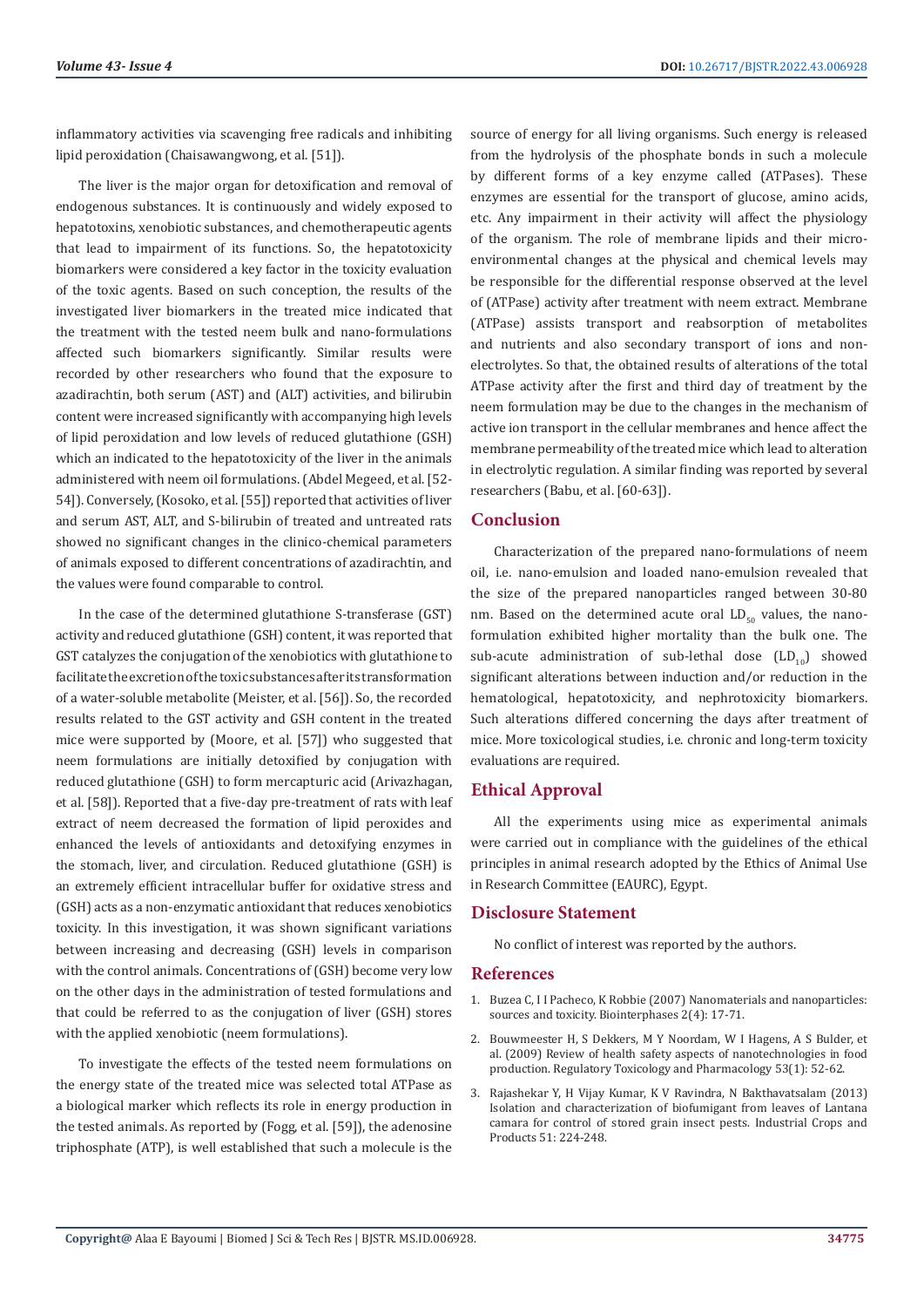inflammatory activities via scavenging free radicals and inhibiting lipid peroxidation (Chaisawangwong, et al. [51]).

The liver is the major organ for detoxification and removal of endogenous substances. It is continuously and widely exposed to hepatotoxins, xenobiotic substances, and chemotherapeutic agents that lead to impairment of its functions. So, the hepatotoxicity biomarkers were considered a key factor in the toxicity evaluation of the toxic agents. Based on such conception, the results of the investigated liver biomarkers in the treated mice indicated that the treatment with the tested neem bulk and nano-formulations affected such biomarkers significantly. Similar results were recorded by other researchers who found that the exposure to azadirachtin, both serum (AST) and (ALT) activities, and bilirubin content were increased significantly with accompanying high levels of lipid peroxidation and low levels of reduced glutathione (GSH) which an indicated to the hepatotoxicity of the liver in the animals administered with neem oil formulations. (Abdel Megeed, et al. [52-54]). Conversely, (Kosoko, et al. [55]) reported that activities of liver and serum AST, ALT, and S-bilirubin of treated and untreated rats showed no significant changes in the clinico-chemical parameters of animals exposed to different concentrations of azadirachtin, and the values were found comparable to control.

In the case of the determined glutathione S-transferase (GST) activity and reduced glutathione (GSH) content, it was reported that GST catalyzes the conjugation of the xenobiotics with glutathione to facilitate the excretion of the toxic substances after its transformation of a water-soluble metabolite (Meister, et al. [56]). So, the recorded results related to the GST activity and GSH content in the treated mice were supported by (Moore, et al. [57]) who suggested that neem formulations are initially detoxified by conjugation with reduced glutathione (GSH) to form mercapturic acid (Arivazhagan, et al. [58]). Reported that a five-day pre-treatment of rats with leaf extract of neem decreased the formation of lipid peroxides and enhanced the levels of antioxidants and detoxifying enzymes in the stomach, liver, and circulation. Reduced glutathione (GSH) is an extremely efficient intracellular buffer for oxidative stress and (GSH) acts as a non-enzymatic antioxidant that reduces xenobiotics toxicity. In this investigation, it was shown significant variations between increasing and decreasing (GSH) levels in comparison with the control animals. Concentrations of (GSH) become very low on the other days in the administration of tested formulations and that could be referred to as the conjugation of liver (GSH) stores with the applied xenobiotic (neem formulations).

To investigate the effects of the tested neem formulations on the energy state of the treated mice was selected total ATPase as a biological marker which reflects its role in energy production in the tested animals. As reported by (Fogg, et al. [59]), the adenosine triphosphate (ATP), is well established that such a molecule is the source of energy for all living organisms. Such energy is released from the hydrolysis of the phosphate bonds in such a molecule by different forms of a key enzyme called (ATPases). These enzymes are essential for the transport of glucose, amino acids, etc. Any impairment in their activity will affect the physiology of the organism. The role of membrane lipids and their micro-environmental changes at the physical and chemical levels may be responsible for the differential response observed at the level of (ATPase) activity after treatment with neem extract. Membrane (ATPase) assists transport and reabsorption of metabolites and nutrients and also secondary transport of ions and non-electrolytes. So that, the obtained results of alterations of the total ATPase activity after the first and third day of treatment by the neem formulation may be due to the changes in the mechanism of active ion transport in the cellular membranes and hence affect the membrane permeability of the treated mice which lead to alteration in electrolytic regulation. A similar finding was reported by several researchers (Babu, et al. [60-63]).

## Conclusion

Characterization of the prepared nano-formulations of neem oil, i.e. nano-emulsion and loaded nano-emulsion revealed that the size of the prepared nanoparticles ranged between 30-80 nm. Based on the determined acute oral $LD_{50}$ values, the nano-formulation exhibited higher mortality than the bulk one. The sub-acute administration of sub-lethal dose ($LD_{10}$) showed significant alterations between induction and/or reduction in the hematological, hepatotoxicity, and nephrotoxicity biomarkers. Such alterations differed concerning the days after treatment of mice. More toxicological studies, i.e. chronic and long-term toxicity evaluations are required.

## Ethical Approval

All the experiments using mice as experimental animals were carried out in compliance with the guidelines of the ethical principles in animal research adopted by the Ethics of Animal Use in Research Committee (EAURC), Egypt.

## Disclosure Statement

No conflict of interest was reported by the authors.

## References

1. Buzea C, I I Pacheco, K Robbie (2007) Nanomaterials and nanoparticles: sources and toxicity. Biointerphases 2(4): 17-71.
2. Bouwmeester H, S Dekkers, M Y Noordam, W I Hagens, A S Bulder, et al. (2009) Review of health safety aspects of nanotechnologies in food production. Regulatory Toxicology and Pharmacology 53(1): 52-62.
3. Rajashekar Y, H Vijay Kumar, K V Ravindra, N Bakthavatsalam (2013) Isolation and characterization of biofumigant from leaves of Lantana camara for control of stored grain insect pests. Industrial Crops and Products 51: 224-248.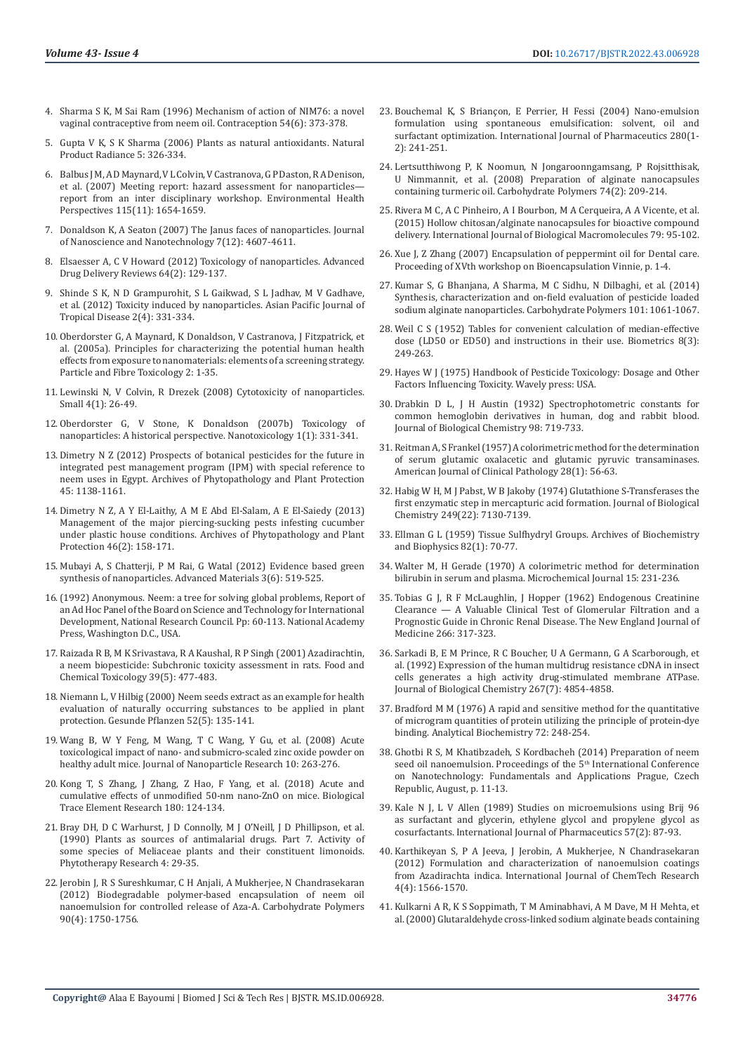4. Sharma S K, M Sai Ram (1996) Mechanism of action of NIM76: a novel vaginal contraceptive from neem oil. Contraception 54(6): 373-378.

5. Gupta V K, S K Sharma (2006) Plants as natural antioxidants. Natural Product Radiance 5: 326-334.

6. Balbus J M, A D Maynard, V L Colvin, V Castranova, G P Daston, R A Denison, et al. (2007) Meeting report: hazard assessment for nanoparticles—report from an inter disciplinary workshop. Environmental Health Perspectives 115(11): 1654-1659.

7. Donaldson K, A Seaton (2007) The Janus faces of nanoparticles. Journal of Nanoscience and Nanotechnology 7(12): 4607-4611.

8. Elsaesser A, C V Howard (2012) Toxicology of nanoparticles. Advanced Drug Delivery Reviews 64(2): 129-137.

9. Shinde S K, N D Grampurohit, S L Gaikwad, S L Jadhav, M V Gadhave, et al. (2012) Toxicity induced by nanoparticles. Asian Pacific Journal of Tropical Disease 2(4): 331-334.

10. Oberdorster G, A Maynard, K Donaldson, V Castranova, J Fitzpatrick, et al. (2005a). Principles for characterizing the potential human health effects from exposure to nanomaterials: elements of a screening strategy. Particle and Fibre Toxicology 2: 1-35.

11. Lewinski N, V Colvin, R Drezek (2008) Cytotoxicity of nanoparticles. Small 4(1): 26-49.

12. Oberdorster G, V Stone, K Donaldson (2007b) Toxicology of nanoparticles: A historical perspective. Nanotoxicology 1(1): 331-341.

13. Dimetry N Z (2012) Prospects of botanical pesticides for the future in integrated pest management program (IPM) with special reference to neem uses in Egypt. Archives of Phytopathology and Plant Protection 45: 1138-1161.

14. Dimetry N Z, A Y El-Laithy, A M E Abd El-Salam, A E El-Saiedy (2013) Management of the major piercing-sucking pests infesting cucumber under plastic house conditions. Archives of Phytopathology and Plant Protection 46(2): 158-171.

15. Mubayi A, S Chatterji, P M Rai, G Watal (2012) Evidence based green synthesis of nanoparticles. Advanced Materials 3(6): 519-525.

16. (1992) Anonymous. Neem: a tree for solving global problems, Report of an Ad Hoc Panel of the Board on Science and Technology for International Development, National Research Council. Pp: 60-113. National Academy Press, Washington D.C., USA.

17. Raizada R B, M K Srivastava, R A Kaushal, R P Singh (2001) Azadirachtin, a neem biopesticide: Subchronic toxicity assessment in rats. Food and Chemical Toxicology 39(5): 477-483.

18. Niemann L, V Hilbig (2000) Neem seeds extract as an example for health evaluation of naturally occurring substances to be applied in plant protection. Gesunde Pflanzen 52(5): 135-141.

19. Wang B, W Y Feng, M Wang, T C Wang, Y Gu, et al. (2008) Acute toxicological impact of nano- and submicro-scaled zinc oxide powder on healthy adult mice. Journal of Nanoparticle Research 10: 263-276.

20. Kong T, S Zhang, J Zhang, Z Hao, F Yang, et al. (2018) Acute and cumulative effects of unmodified 50-nm nano-ZnO on mice. Biological Trace Element Research 180: 124-134.

21. Bray DH, D C Warhurst, J D Connolly, M J O'Neill, J D Phillipson, et al. (1990) Plants as sources of antimalarial drugs. Part 7. Activity of some species of Meliaceae plants and their constituent limonoids. Phytotherapy Research 4: 29-35.

22. Jerobin J, R S Sureshkumar, C H Anjali, A Mukherjee, N Chandrasekaran (2012) Biodegradable polymer-based encapsulation of neem oil nanoemulsion for controlled release of Aza-A. Carbohydrate Polymers 90(4): 1750-1756.

23. Bouchemal K, S Briançon, E Perrier, H Fessi (2004) Nano-emulsion formulation using spontaneous emulsification: solvent, oil and surfactant optimization. International Journal of Pharmaceutics 280(1-2): 241-251.

24. Lertsutthiwong P, K Noomun, N Jongaroonngamsang, P Rojsitthisak, U Nimmannit, et al. (2008) Preparation of alginate nanocapsules containing turmeric oil. Carbohydrate Polymers 74(2): 209-214.

25. Rivera M C, A C Pinheiro, A I Bourbon, M A Cerqueira, A A Vicente, et al. (2015) Hollow chitosan/alginate nanocapsules for bioactive compound delivery. International Journal of Biological Macromolecules 79: 95-102.

26. Xue J, Z Zhang (2007) Encapsulation of peppermint oil for Dental care. Proceeding of XVth workshop on Bioencapsulation Vinnie, p. 1-4.

27. Kumar S, G Bhanjana, A Sharma, M C Sidhu, N Dilbaghi, et al. (2014) Synthesis, characterization and on-field evaluation of pesticide loaded sodium alginate nanoparticles. Carbohydrate Polymers 101: 1061-1067.

28. Weil C S (1952) Tables for convenient calculation of median-effective dose (LD50 or ED50) and instructions in their use. Biometrics 8(3): 249-263.

29. Hayes W J (1975) Handbook of Pesticide Toxicology: Dosage and Other Factors Influencing Toxicity. Wavely press: USA.

30. Drabkin D L, J H Austin (1932) Spectrophotometric constants for common hemoglobin derivatives in human, dog and rabbit blood. Journal of Biological Chemistry 98: 719-733.

31. Reitman A, S Frankel (1957) A colorimetric method for the determination of serum glutamic oxalacetic and glutamic pyruvic transaminases. American Journal of Clinical Pathology 28(1): 56-63.

32. Habig W H, M J Pabst, W B Jakoby (1974) Glutathione S-Transferases the first enzymatic step in mercapturic acid formation. Journal of Biological Chemistry 249(22): 7130-7139.

33. Ellman G L (1959) Tissue Sulfhydryl Groups. Archives of Biochemistry and Biophysics 82(1): 70-77.

34. Walter M, H Gerade (1970) A colorimetric method for determination bilirubin in serum and plasma. Microchemical Journal 15: 231-236.

35. Tobias G J, R F McLaughlin, J Hopper (1962) Endogenous Creatinine Clearance — A Valuable Clinical Test of Glomerular Filtration and a Prognostic Guide in Chronic Renal Disease. The New England Journal of Medicine 266: 317-323.

36. Sarkadi B, E M Prince, R C Boucher, U A Germann, G A Scarborough, et al. (1992) Expression of the human multidrug resistance cDNA in insect cells generates a high activity drug-stimulated membrane ATPase. Journal of Biological Chemistry 267(7): 4854-4858.

37. Bradford M M (1976) A rapid and sensitive method for the quantitative of microgram quantities of protein utilizing the principle of protein-dye binding. Analytical Biochemistry 72: 248-254.

38. Ghotbi R S, M Khatibzadeh, S Kordbacheh (2014) Preparation of neem seed oil nanoemulsion. Proceedings of the 5th International Conference on Nanotechnology: Fundamentals and Applications Prague, Czech Republic, August, p. 11-13.

39. Kale N J, L V Allen (1989) Studies on microemulsions using Brij 96 as surfactant and glycerin, ethylene glycol and propylene glycol as cosurfactants. International Journal of Pharmaceutics 57(2): 87-93.

40. Karthikeyan S, P A Jeeva, J Jerobin, A Mukherjee, N Chandrasekaran (2012) Formulation and characterization of nanoemulsion coatings from Azadirachta indica. International Journal of ChemTech Research 4(4): 1566-1570.

41. Kulkarni A R, K S Soppimath, T M Aminabhavi, A M Dave, M H Mehta, et al. (2000) Glutaraldehyde cross-linked sodium alginate beads containing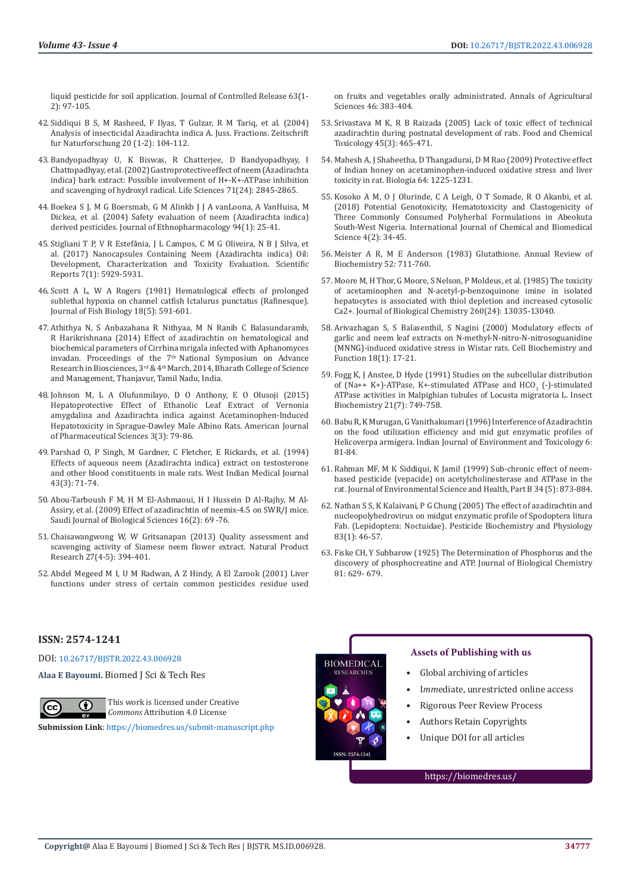liquid pesticide for soil application. Journal of Controlled Release 63(1-2): 97-105.

42. Siddiqui B S, M Rasheed, F Ilyas, T Gulzar, R M Tariq, et al. (2004) Analysis of insecticidal Azadirachta indica A. Juss. Fractions. Zeitschrift fur Naturforschung 20 (1-2): 104-112.
43. Bandyopadhyay U, K Biswas, R Chatterjee, D Bandyopadhyay, I Chattopadhyay, et al. (2002) Gastroprotective effect of neem (Azadirachta indica) bark extract: Possible involvement of H+-K+-ATPase inhibition and scavenging of hydroxyl radical. Life Sciences 71(24): 2845-2865.
44. Boekea S J, M G Boersmab, G M Alinkb J J A vanLoona, A VanHuisa, M Dickea, et al. (2004) Safety evaluation of neem (Azadirachta indica) derived pesticides. Journal of Ethnopharmacology 94(1): 25-41.
45. Stigliani T P, V R Estefânia, J L Campos, C M G Oliveira, N B J Silva, et al. (2017) Nanocapsules Containing Neem (Azadirachta indica) Oil: Development, Characterization and Toxicity Evaluation. Scientific Reports 7(1): 5929-5931.
46. Scott A L, W A Rogers (1981) Hematological effects of prolonged sublethal hypoxia on channel catfish Ictalurus punctatus (Rafinesque). Journal of Fish Biology 18(5): 591-601.
47. Athithya N, S Anbazahana R Nithyaa, M N Ranib C Balasundaramb, R Harikrishnana (2014) Effect of azadirachtin on hematological and biochemical parameters of Cirrhina mrigala infected with Aphanomyces invadan. Proceedings of the 7th National Symposium on Advance Research in Biosciences, 3rd & 4th March, 2014, Bharath College of Science and Management, Thanjavur, Tamil Nadu, India.
48. Johnson M, L A Olufunmilayo, D O Anthony, E O Olusoji (2015) Hepatoprotective Effect of Ethanolic Leaf Extract of Vernonia amygdalina and Azadirachta indica against Acetaminophen-Induced Hepatotoxicity in Sprague-Dawley Male Albino Rats. American Journal of Pharmaceutical Sciences 3(3): 79-86.
49. Parshad O, P Singh, M Gardner, C Fletcher, E Rickards, et al. (1994) Effects of aqueous neem (Azadirachta indica) extract on testosterone and other blood constituents in male rats. West Indian Medical Journal 43(3): 71-74.
50. Abou-Tarboush F M, H M El-Ashmaoui, H I Hussein D Al-Rajhy, M Al-Assiry, et al. (2009) Effect of azadirachtin of neemix-4.5 on SWR/J mice. Saudi Journal of Biological Sciences 16(2): 69 -76.
51. Chaisawangwong W, W Gritsanapan (2013) Quality assessment and scavenging activity of Siamese neem flower extract. Natural Product Research 27(4-5): 394-401.
52. Abdel Megeed M I, U M Radwan, A Z Hindy, A El Zarook (2001) Liver functions under stress of certain common pesticides residue used on fruits and vegetables orally administrated. Annals of Agricultural Sciences 46: 383-404.
53. Srivastava M K, R B Raizada (2005) Lack of toxic effect of technical azadirachtin during postnatal development of rats. Food and Chemical Toxicology 45(3): 465-471.
54. Mahesh A, J Shaheetha, D Thangadurai, D M Rao (2009) Protective effect of Indian honey on acetaminophen-induced oxidative stress and liver toxicity in rat. Biologia 64: 1225-1231.
55. Kosoko A M, O J Olurinde, C A Leigh, O T Somade, R O Akanbi, et al. (2018) Potential Genotoxicity, Hematotoxicity and Clastogenicity of Three Commonly Consumed Polyherbal Formulations in Abeokuta South-West Nigeria. International Journal of Chemical and Biomedical Science 4(2): 34-45.
56. Meister A R, M E Anderson (1983) Glutathione. Annual Review of Biochemistry 52: 711-760.
57. Moore M, H Thor, G Moore, S Nelson, P Moldeus, et al. (1985) The toxicity of acetaminophen and N-acetyl-p-benzoquinone imine in isolated hepatocytes is associated with thiol depletion and increased cytosolic Ca2+. Journal of Biological Chemistry 260(24): 13035-13040.
58. Arivazhagan S, S Balasenthil, S Nagini (2000) Modulatory effects of garlic and neem leaf extracts on N-methyl-N-nitro-N-nitrosoguanidine (MNNG)-induced oxidative stress in Wistar rats. Cell Biochemistry and Function 18(1): 17-21.
59. Fogg K, J Anstee, D Hyde (1991) Studies on the subcellular distribution of (Na++ K+)-ATPase, K+-stimulated ATPase and $HCO_3$ (-)-stimulated ATPase activities in Malpighian tubules of Locusta migratoria L. Insect Biochemistry 21(7): 749-758.
60. Babu R, K Murugan, G Vanithakumari (1996) Interference of Azadirachtin on the food utilization efficiency and mid gut enzymatic profiles of Helicoverpa armigera. Indian Journal of Environment and Toxicology 6: 81-84.
61. Rahman MF, M K Siddiqui, K Jamil (1999) Sub-chronic effect of neem-based pesticide (vepacide) on acetylcholinesterase and ATPase in the rat. Journal of Environmental Science and Health, Part B 34 (5): 873-884.
62. Nathan S S, K Kalaivani, P G Chung (2005) The effect of azadirachtin and nucleopolyhedrovirus on midgut enzymatic profile of Spodoptera litura Fab. (Lepidoptera: Noctuidae). Pesticide Biochemistry and Physiology 83(1): 46-57.
63. Fiske CH, Y Subbarow (1925) The Determination of Phosphorus and the discovery of phosphocreatine and ATP. Journal of Biological Chemistry 81: 629- 679.

**ISSN: 2574-1241**

DOI: 10.26717/BJSTR.2022.43.006928

**Alaa E Bayoumi.** Biomed J Sci & Tech Res

This work is licensed under Creative *Commons* Attribution 4.0 License

**Submission Link**: https://biomedres.us/submit-manuscript.php

**Assets of Publishing with us**

- Global archiving of articles
- Immediate, unrestricted online access
- Rigorous Peer Review Process
- Authors Retain Copyrights
- Unique DOI for all articles

https://biomedres.us/